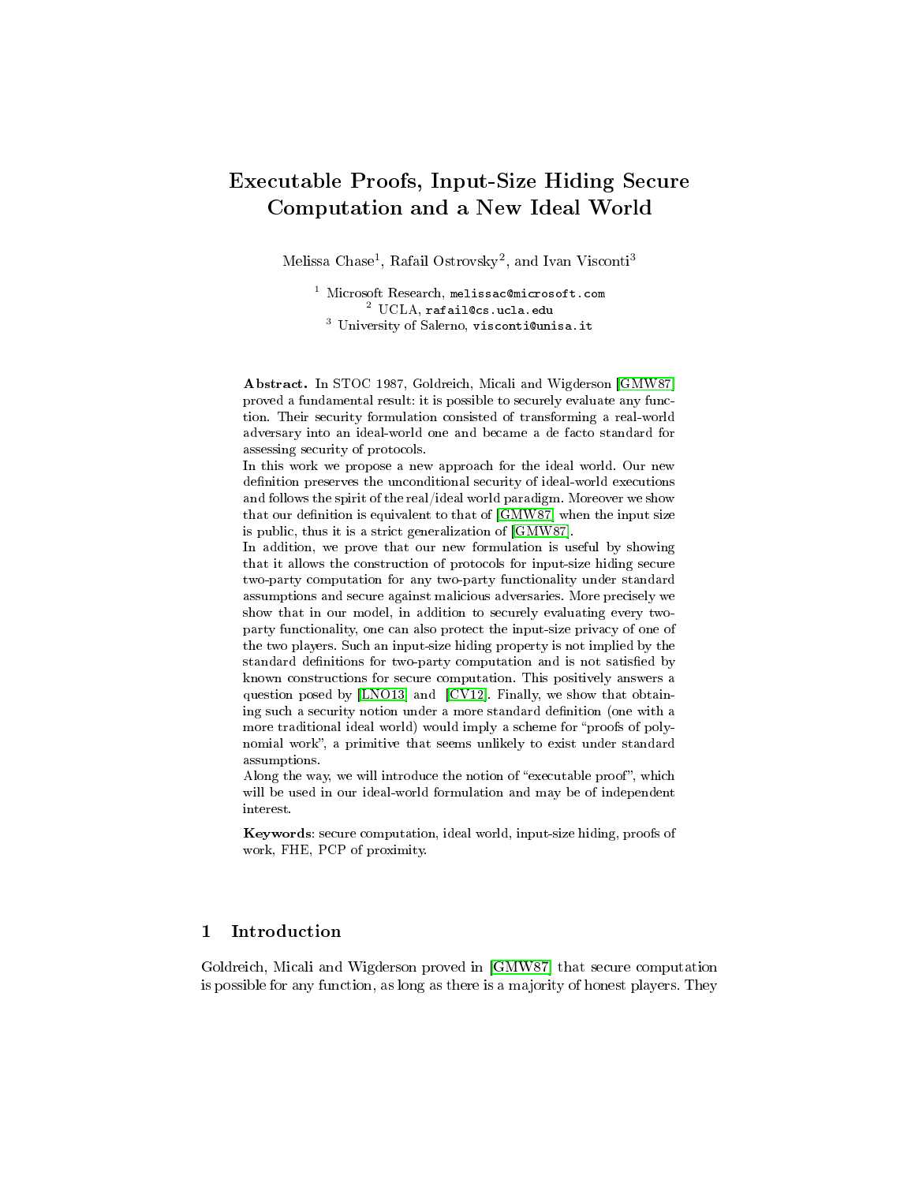# Executable Proofs, Input-Size Hiding Secure Computation and a New Ideal World

Melissa Chase[1], Rafail Ostrovsky[2], and Ivan Visconti[3]

[1] Microsoft Research, melissac@microsoft.com
[2] UCLA, rafail@cs.ucla.edu
[3] University of Salerno, visconti@unisa.it

**Abstract.** In STOC 1987, Goldreich, Micali and Wigderson [GMW87] proved a fundamental result: it is possible to securely evaluate any function. Their security formulation consisted of transforming a real-world adversary into an ideal-world one and became a de facto standard for assessing security of protocols.

In this work we propose a new approach for the ideal world. Our new definition preserves the unconditional security of ideal-world executions and follows the spirit of the real/ideal world paradigm. Moreover we show that our definition is equivalent to that of [GMW87] when the input size is public, thus it is a strict generalization of [GMW87].

In addition, we prove that our new formulation is useful by showing that it allows the construction of protocols for input-size hiding secure two-party computation for any two-party functionality under standard assumptions and secure against malicious adversaries. More precisely we show that in our model, in addition to securely evaluating every two-party functionality, one can also protect the input-size privacy of one of the two players. Such an input-size hiding property is not implied by the standard definitions for two-party computation and is not satisfied by known constructions for secure computation. This positively answers a question posed by [LNO13] and [CV12]. Finally, we show that obtaining such a security notion under a more standard definition (one with a more traditional ideal world) would imply a scheme for "proofs of polynomial work", a primitive that seems unlikely to exist under standard assumptions.

Along the way, we will introduce the notion of "executable proof", which will be used in our ideal-world formulation and may be of independent interest.

**Keywords**: secure computation, ideal world, input-size hiding, proofs of work, FHE, PCP of proximity.

## 1 Introduction

Goldreich, Micali and Wigderson proved in [GMW87] that secure computation is possible for any function, as long as there is a majority of honest players. They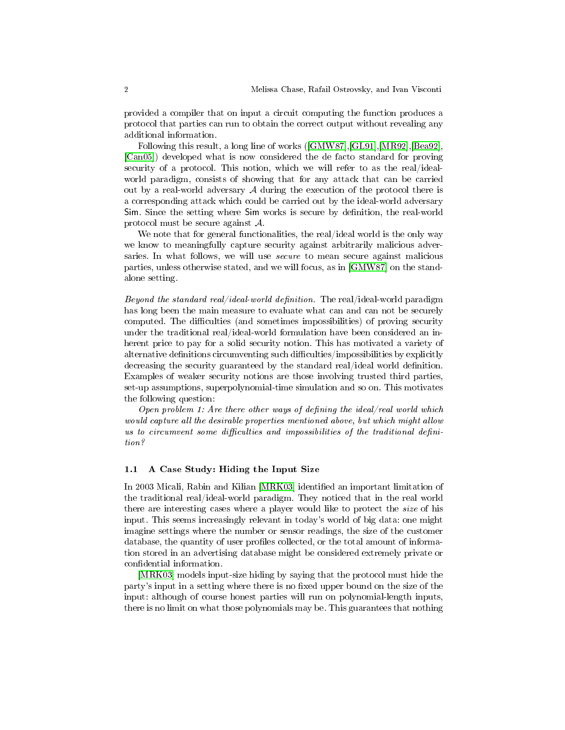provided a compiler that on input a circuit computing the function produces a protocol that parties can run to obtain the correct output without revealing any additional information.

Following this result, a long line of works ([GMW87],[GL91],[MR92],[Bea92], [Can05]) developed what is now considered the de facto standard for proving security of a protocol. This notion, which we will refer to as the real/ideal-world paradigm, consists of showing that for any attack that can be carried out by a real-world adversary $\mathcal{A}$ during the execution of the protocol there is a corresponding attack which could be carried out by the ideal-world adversary $\mathsf{Sim}$. Since the setting where $\mathsf{Sim}$ works is secure by definition, the real-world protocol must be secure against $\mathcal{A}$.

We note that for general functionalities, the real/ideal world is the only way we know to meaningfully capture security against arbitrarily malicious adversaries. In what follows, we will use *secure* to mean secure against malicious parties, unless otherwise stated, and we will focus, as in [GMW87] on the stand-alone setting.

*Beyond the standard real/ideal-world definition.* The real/ideal-world paradigm has long been the main measure to evaluate what can and can not be securely computed. The difficulties (and sometimes impossibilities) of proving security under the traditional real/ideal-world formulation have been considered an inherent price to pay for a solid security notion. This has motivated a variety of alternative definitions circumventing such difficulties/impossibilities by explicitly decreasing the security guaranteed by the standard real/ideal world definition. Examples of weaker security notions are those involving trusted third parties, set-up assumptions, superpolynomial-time simulation and so on. This motivates the following question:

*Open problem 1: Are there other ways of defining the ideal/real world which would capture all the desirable properties mentioned above, but which might allow us to circumvent some difficulties and impossibilities of the traditional definition?*

### 1.1 A Case Study: Hiding the Input Size

In 2003 Micali, Rabin and Kilian [MRK03] identified an important limitation of the traditional real/ideal-world paradigm. They noticed that in the real world there are interesting cases where a player would like to protect the *size* of his input. This seems increasingly relevant in today's world of big data: one might imagine settings where the number or sensor readings, the size of the customer database, the quantity of user profiles collected, or the total amount of information stored in an advertising database might be considered extremely private or confidential information.

[MRK03] models input-size hiding by saying that the protocol must hide the party's input in a setting where there is no fixed upper bound on the size of the input: although of course honest parties will run on polynomial-length inputs, there is no limit on what those polynomials may be. This guarantees that nothing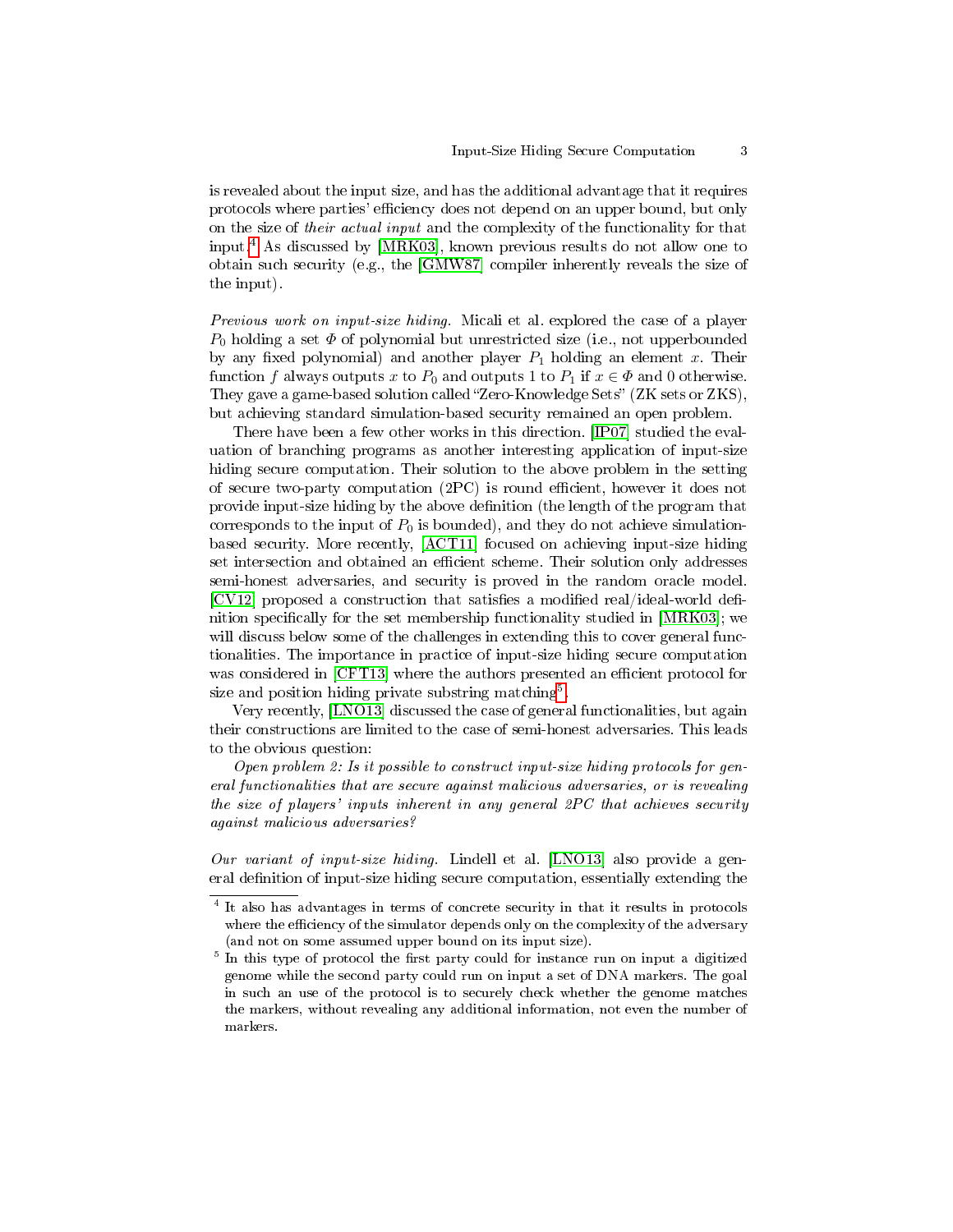is revealed about the input size, and has the additional advantage that it requires protocols where parties' efficiency does not depend on an upper bound, but only on the size of *their actual input* and the complexity of the functionality for that input.[4] As discussed by [MRK03], known previous results do not allow one to obtain such security (e.g., the [GMW87] compiler inherently reveals the size of the input).

*Previous work on input-size hiding.* Micali et al. explored the case of a player $P_0$ holding a set $\Phi$ of polynomial but unrestricted size (i.e., not upperbounded by any fixed polynomial) and another player $P_1$ holding an element $x$. Their function $f$ always outputs $x$ to $P_0$ and outputs 1 to $P_1$ if $x \in \Phi$ and 0 otherwise. They gave a game-based solution called "Zero-Knowledge Sets" (ZK sets or ZKS), but achieving standard simulation-based security remained an open problem.

There have been a few other works in this direction. [IP07] studied the evaluation of branching programs as another interesting application of input-size hiding secure computation. Their solution to the above problem in the setting of secure two-party computation (2PC) is round efficient, however it does not provide input-size hiding by the above definition (the length of the program that corresponds to the input of $P_0$ is bounded), and they do not achieve simulation-based security. More recently, [ACT11] focused on achieving input-size hiding set intersection and obtained an efficient scheme. Their solution only addresses semi-honest adversaries, and security is proved in the random oracle model. [CV12] proposed a construction that satisfies a modified real/ideal-world definition specifically for the set membership functionality studied in [MRK03]; we will discuss below some of the challenges in extending this to cover general functionalities. The importance in practice of input-size hiding secure computation was considered in [CFT13] where the authors presented an efficient protocol for size and position hiding private substring matching[5].

Very recently, [LNO13] discussed the case of general functionalities, but again their constructions are limited to the case of semi-honest adversaries. This leads to the obvious question:

*Open problem 2: Is it possible to construct input-size hiding protocols for general functionalities that are secure against malicious adversaries, or is revealing the size of players' inputs inherent in any general 2PC that achieves security against malicious adversaries?*

*Our variant of input-size hiding.* Lindell et al. [LNO13] also provide a general definition of input-size hiding secure computation, essentially extending the

[4] It also has advantages in terms of concrete security in that it results in protocols where the efficiency of the simulator depends only on the complexity of the adversary (and not on some assumed upper bound on its input size).

[5] In this type of protocol the first party could for instance run on input a digitized genome while the second party could run on input a set of DNA markers. The goal in such an use of the protocol is to securely check whether the genome matches the markers, without revealing any additional information, not even the number of markers.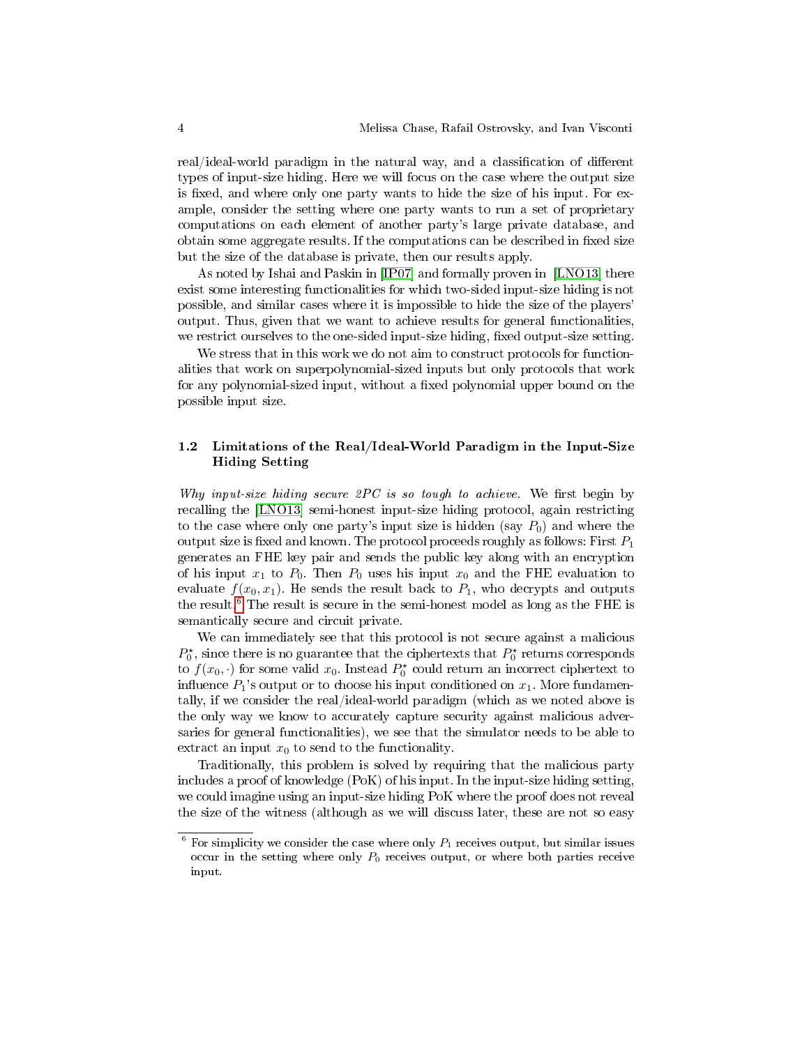real/ideal-world paradigm in the natural way, and a classification of different types of input-size hiding. Here we will focus on the case where the output size is fixed, and where only one party wants to hide the size of his input. For example, consider the setting where one party wants to run a set of proprietary computations on each element of another party's large private database, and obtain some aggregate results. If the computations can be described in fixed size but the size of the database is private, then our results apply.

As noted by Ishai and Paskin in [IP07] and formally proven in [LNO13] there exist some interesting functionalities for which two-sided input-size hiding is not possible, and similar cases where it is impossible to hide the size of the players' output. Thus, given that we want to achieve results for general functionalities, we restrict ourselves to the one-sided input-size hiding, fixed output-size setting.

We stress that in this work we do not aim to construct protocols for functionalities that work on superpolynomial-sized inputs but only protocols that work for any polynomial-sized input, without a fixed polynomial upper bound on the possible input size.

### 1.2 Limitations of the Real/Ideal-World Paradigm in the Input-Size Hiding Setting

*Why input-size hiding secure 2PC is so tough to achieve.* We first begin by recalling the [LNO13] semi-honest input-size hiding protocol, again restricting to the case where only one party's input size is hidden (say $P_0$) and where the output size is fixed and known. The protocol proceeds roughly as follows: First $P_1$ generates an FHE key pair and sends the public key along with an encryption of his input $x_1$ to $P_0$. Then $P_0$ uses his input $x_0$ and the FHE evaluation to evaluate $f(x_0, x_1)$. He sends the result back to $P_1$, who decrypts and outputs the result.[6] The result is secure in the semi-honest model as long as the FHE is semantically secure and circuit private.

We can immediately see that this protocol is not secure against a malicious $P_0^\star$, since there is no guarantee that the ciphertexts that $P_0^\star$ returns corresponds to $f(x_0, \cdot)$ for some valid $x_0$. Instead $P_0^\star$ could return an incorrect ciphertext to influence $P_1$'s output or to choose his input conditioned on $x_1$. More fundamentally, if we consider the real/ideal-world paradigm (which as we noted above is the only way we know to accurately capture security against malicious adversaries for general functionalities), we see that the simulator needs to be able to extract an input $x_0$ to send to the functionality.

Traditionally, this problem is solved by requiring that the malicious party includes a proof of knowledge (PoK) of his input. In the input-size hiding setting, we could imagine using an input-size hiding PoK where the proof does not reveal the size of the witness (although as we will discuss later, these are not so easy

[6] For simplicity we consider the case where only $P_1$ receives output, but similar issues occur in the setting where only $P_0$ receives output, or where both parties receive input.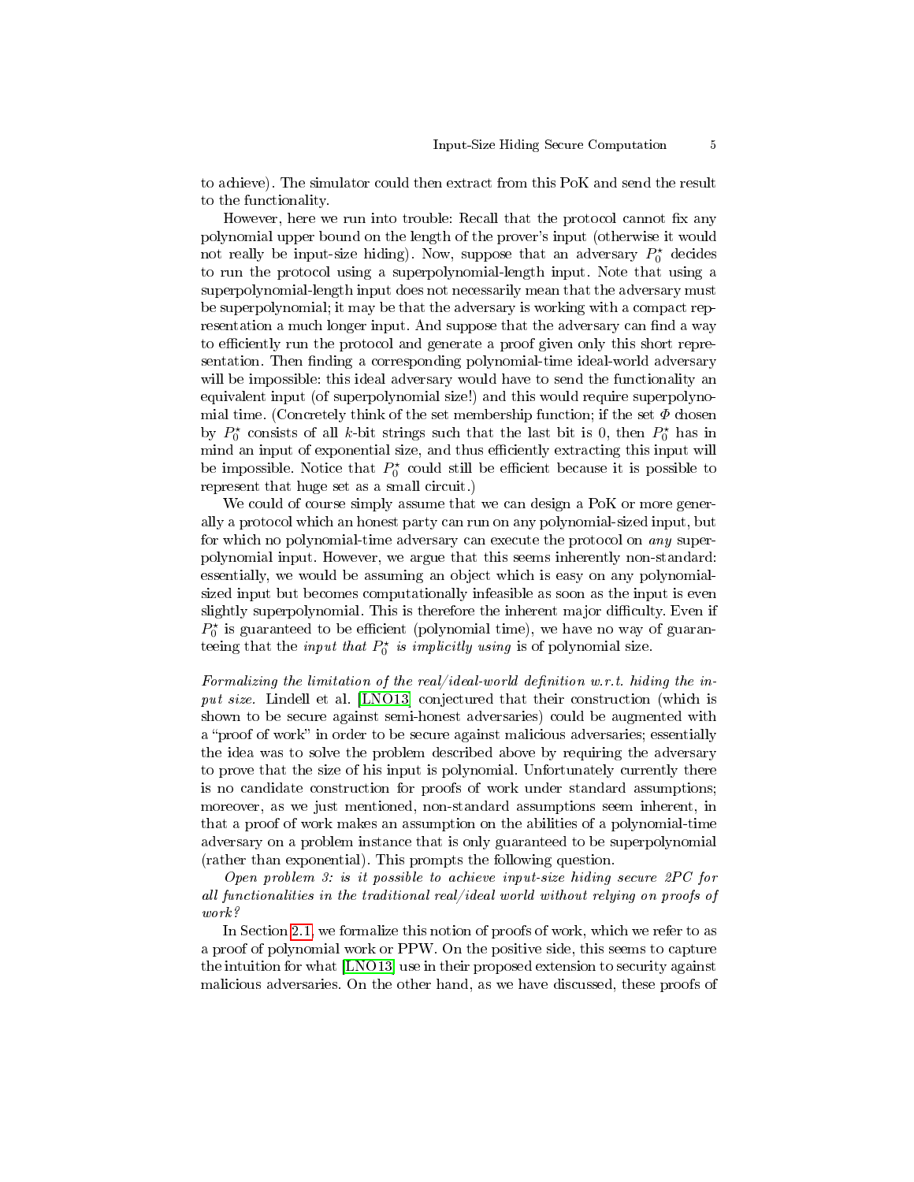to achieve). The simulator could then extract from this PoK and send the result to the functionality.

However, here we run into trouble: Recall that the protocol cannot fix any polynomial upper bound on the length of the prover's input (otherwise it would not really be input-size hiding). Now, suppose that an adversary $P_0^\star$ decides to run the protocol using a superpolynomial-length input. Note that using a superpolynomial-length input does not necessarily mean that the adversary must be superpolynomial; it may be that the adversary is working with a compact representation a much longer input. And suppose that the adversary can find a way to efficiently run the protocol and generate a proof given only this short representation. Then finding a corresponding polynomial-time ideal-world adversary will be impossible: this ideal adversary would have to send the functionality an equivalent input (of superpolynomial size!) and this would require superpolynomial time. (Concretely think of the set membership function; if the set $\Phi$ chosen by $P_0^\star$ consists of all $k$-bit strings such that the last bit is 0, then $P_0^\star$ has in mind an input of exponential size, and thus efficiently extracting this input will be impossible. Notice that $P_0^\star$ could still be efficient because it is possible to represent that huge set as a small circuit.)

We could of course simply assume that we can design a PoK or more generally a protocol which an honest party can run on any polynomial-sized input, but for which no polynomial-time adversary can execute the protocol on *any* superpolynomial input. However, we argue that this seems inherently non-standard: essentially, we would be assuming an object which is easy on any polynomial-sized input but becomes computationally infeasible as soon as the input is even slightly superpolynomial. This is therefore the inherent major difficulty. Even if $P_0^\star$ is guaranteed to be efficient (polynomial time), we have no way of guaranteeing that the *input that $P_0^\star$ is implicitly using* is of polynomial size.

*Formalizing the limitation of the real/ideal-world definition w.r.t. hiding the input size.* Lindell et al. [LNO13] conjectured that their construction (which is shown to be secure against semi-honest adversaries) could be augmented with a "proof of work" in order to be secure against malicious adversaries; essentially the idea was to solve the problem described above by requiring the adversary to prove that the size of his input is polynomial. Unfortunately currently there is no candidate construction for proofs of work under standard assumptions; moreover, as we just mentioned, non-standard assumptions seem inherent, in that a proof of work makes an assumption on the abilities of a polynomial-time adversary on a problem instance that is only guaranteed to be superpolynomial (rather than exponential). This prompts the following question.

*Open problem 3: is it possible to achieve input-size hiding secure 2PC for all functionalities in the traditional real/ideal world without relying on proofs of work?*

In Section 2.1, we formalize this notion of proofs of work, which we refer to as a proof of polynomial work or PPW. On the positive side, this seems to capture the intuition for what [LNO13] use in their proposed extension to security against malicious adversaries. On the other hand, as we have discussed, these proofs of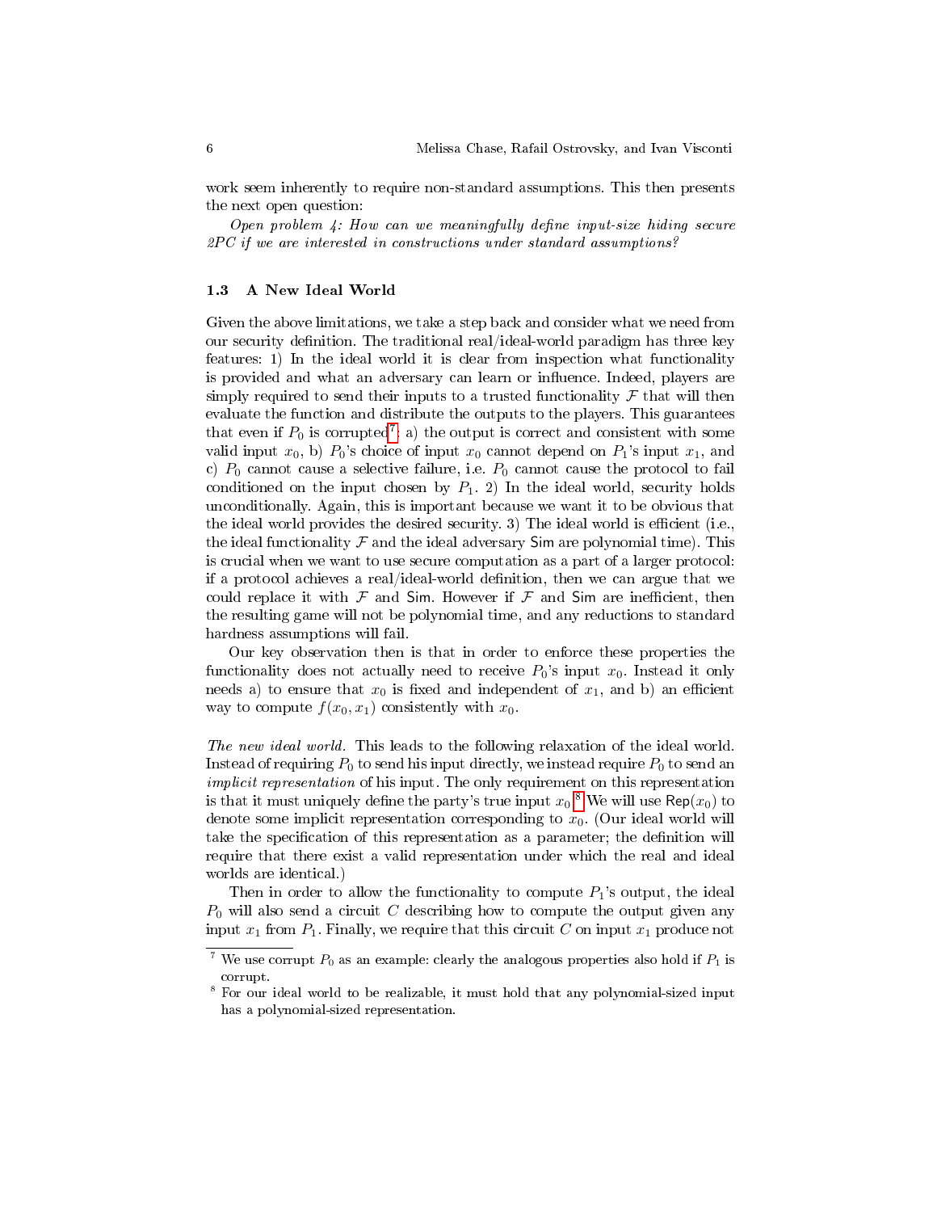work seem inherently to require non-standard assumptions. This then presents the next open question:

*Open problem 4: How can we meaningfully define input-size hiding secure 2PC if we are interested in constructions under standard assumptions?*

### 1.3 A New Ideal World

Given the above limitations, we take a step back and consider what we need from our security definition. The traditional real/ideal-world paradigm has three key features: 1) In the ideal world it is clear from inspection what functionality is provided and what an adversary can learn or influence. Indeed, players are simply required to send their inputs to a trusted functionality $\mathcal{F}$ that will then evaluate the function and distribute the outputs to the players. This guarantees that even if $P_0$ is corrupted[7]: a) the output is correct and consistent with some valid input $x_0$, b) $P_0$'s choice of input $x_0$ cannot depend on $P_1$'s input $x_1$, and c) $P_0$ cannot cause a selective failure, i.e. $P_0$ cannot cause the protocol to fail conditioned on the input chosen by $P_1$. 2) In the ideal world, security holds unconditionally. Again, this is important because we want it to be obvious that the ideal world provides the desired security. 3) The ideal world is efficient (i.e., the ideal functionality $\mathcal{F}$ and the ideal adversary $\mathsf{Sim}$ are polynomial time). This is crucial when we want to use secure computation as a part of a larger protocol: if a protocol achieves a real/ideal-world definition, then we can argue that we could replace it with $\mathcal{F}$ and $\mathsf{Sim}$. However if $\mathcal{F}$ and $\mathsf{Sim}$ are inefficient, then the resulting game will not be polynomial time, and any reductions to standard hardness assumptions will fail.

Our key observation then is that in order to enforce these properties the functionality does not actually need to receive $P_0$'s input $x_0$. Instead it only needs a) to ensure that $x_0$ is fixed and independent of $x_1$, and b) an efficient way to compute $f(x_0, x_1)$ consistently with $x_0$.

*The new ideal world.* This leads to the following relaxation of the ideal world. Instead of requiring $P_0$ to send his input directly, we instead require $P_0$ to send an *implicit representation* of his input. The only requirement on this representation is that it must uniquely define the party's true input $x_0$.[8] We will use $\mathsf{Rep}(x_0)$ to denote some implicit representation corresponding to $x_0$. (Our ideal world will take the specification of this representation as a parameter; the definition will require that there exist a valid representation under which the real and ideal worlds are identical.)

Then in order to allow the functionality to compute $P_1$'s output, the ideal $P_0$ will also send a circuit $C$ describing how to compute the output given any input $x_1$ from $P_1$. Finally, we require that this circuit $C$ on input $x_1$ produce not

[7] We use corrupt $P_0$ as an example: clearly the analogous properties also hold if $P_1$ is corrupt.

[8] For our ideal world to be realizable, it must hold that any polynomial-sized input has a polynomial-sized representation.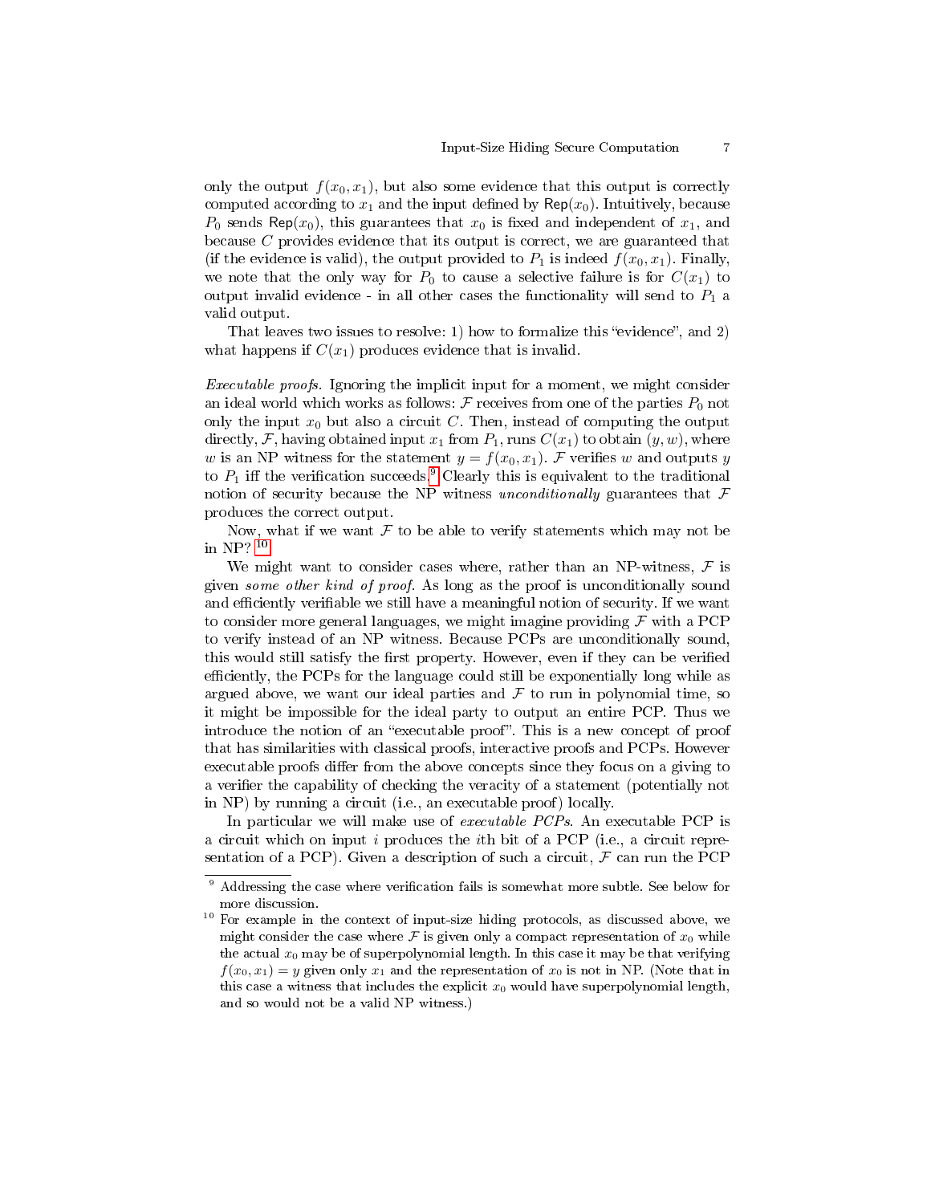only the output $f(x_0, x_1)$, but also some evidence that this output is correctly computed according to $x_1$ and the input defined by $\mathsf{Rep}(x_0)$. Intuitively, because $P_0$ sends $\mathsf{Rep}(x_0)$, this guarantees that $x_0$ is fixed and independent of $x_1$, and because $C$ provides evidence that its output is correct, we are guaranteed that (if the evidence is valid), the output provided to $P_1$ is indeed $f(x_0, x_1)$. Finally, we note that the only way for $P_0$ to cause a selective failure is for $C(x_1)$ to output invalid evidence - in all other cases the functionality will send to $P_1$ a valid output.

That leaves two issues to resolve: 1) how to formalize this "evidence", and 2) what happens if $C(x_1)$ produces evidence that is invalid.

*Executable proofs.* Ignoring the implicit input for a moment, we might consider an ideal world which works as follows: $\mathcal{F}$ receives from one of the parties $P_0$ not only the input $x_0$ but also a circuit $C$. Then, instead of computing the output directly, $\mathcal{F}$, having obtained input $x_1$ from $P_1$, runs $C(x_1)$ to obtain $(y, w)$, where $w$ is an NP witness for the statement $y = f(x_0, x_1)$. $\mathcal{F}$ verifies $w$ and outputs $y$ to $P_1$ iff the verification succeeds.[9] Clearly this is equivalent to the traditional notion of security because the NP witness *unconditionally* guarantees that $\mathcal{F}$ produces the correct output.

Now, what if we want $\mathcal{F}$ to be able to verify statements which may not be in NP? [10]

We might want to consider cases where, rather than an NP-witness, $\mathcal{F}$ is given *some other kind of proof*. As long as the proof is unconditionally sound and efficiently verifiable we still have a meaningful notion of security. If we want to consider more general languages, we might imagine providing $\mathcal{F}$ with a PCP to verify instead of an NP witness. Because PCPs are unconditionally sound, this would still satisfy the first property. However, even if they can be verified efficiently, the PCPs for the language could still be exponentially long while as argued above, we want our ideal parties and $\mathcal{F}$ to run in polynomial time, so it might be impossible for the ideal party to output an entire PCP. Thus we introduce the notion of an "executable proof". This is a new concept of proof that has similarities with classical proofs, interactive proofs and PCPs. However executable proofs differ from the above concepts since they focus on a giving to a verifier the capability of checking the veracity of a statement (potentially not in NP) by running a circuit (i.e., an executable proof) locally.

In particular we will make use of *executable PCPs*. An executable PCP is a circuit which on input $i$ produces the $i$th bit of a PCP (i.e., a circuit representation of a PCP). Given a description of such a circuit, $\mathcal{F}$ can run the PCP

---

[9] Addressing the case where verification fails is somewhat more subtle. See below for more discussion.

[10] For example in the context of input-size hiding protocols, as discussed above, we might consider the case where $\mathcal{F}$ is given only a compact representation of $x_0$ while the actual $x_0$ may be of superpolynomial length. In this case it may be that verifying $f(x_0, x_1) = y$ given only $x_1$ and the representation of $x_0$ is not in NP. (Note that in this case a witness that includes the explicit $x_0$ would have superpolynomial length, and so would not be a valid NP witness.)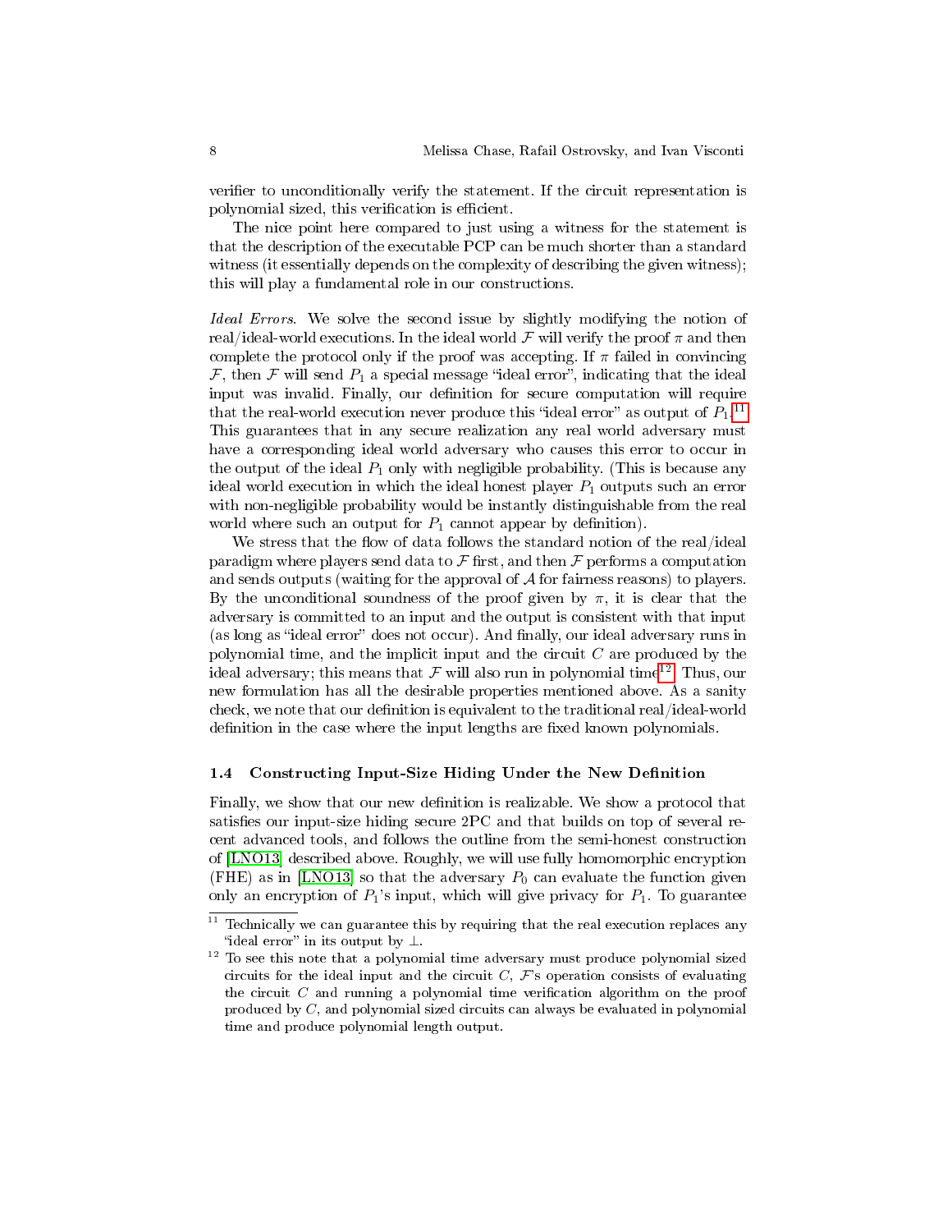verifier to unconditionally verify the statement. If the circuit representation is polynomial sized, this verification is efficient.

The nice point here compared to just using a witness for the statement is that the description of the executable PCP can be much shorter than a standard witness (it essentially depends on the complexity of describing the given witness); this will play a fundamental role in our constructions.

*Ideal Errors.* We solve the second issue by slightly modifying the notion of real/ideal-world executions. In the ideal world $\mathcal{F}$ will verify the proof $\pi$ and then complete the protocol only if the proof was accepting. If $\pi$ failed in convincing $\mathcal{F}$, then $\mathcal{F}$ will send $P_1$ a special message "ideal error", indicating that the ideal input was invalid. Finally, our definition for secure computation will require that the real-world execution never produce this "ideal error" as output of $P_1$.[11] This guarantees that in any secure realization any real world adversary must have a corresponding ideal world adversary who causes this error to occur in the output of the ideal $P_1$ only with negligible probability. (This is because any ideal world execution in which the ideal honest player $P_1$ outputs such an error with non-negligible probability would be instantly distinguishable from the real world where such an output for $P_1$ cannot appear by definition).

We stress that the flow of data follows the standard notion of the real/ideal paradigm where players send data to $\mathcal{F}$ first, and then $\mathcal{F}$ performs a computation and sends outputs (waiting for the approval of $\mathcal{A}$ for fairness reasons) to players. By the unconditional soundness of the proof given by $\pi$, it is clear that the adversary is committed to an input and the output is consistent with that input (as long as "ideal error" does not occur). And finally, our ideal adversary runs in polynomial time, and the implicit input and the circuit $C$ are produced by the ideal adversary; this means that $\mathcal{F}$ will also run in polynomial time[12]. Thus, our new formulation has all the desirable properties mentioned above. As a sanity check, we note that our definition is equivalent to the traditional real/ideal-world definition in the case where the input lengths are fixed known polynomials.

### 1.4 Constructing Input-Size Hiding Under the New Definition

Finally, we show that our new definition is realizable. We show a protocol that satisfies our input-size hiding secure 2PC and that builds on top of several recent advanced tools, and follows the outline from the semi-honest construction of [LNO13] described above. Roughly, we will use fully homomorphic encryption (FHE) as in [LNO13] so that the adversary $P_0$ can evaluate the function given only an encryption of $P_1$'s input, which will give privacy for $P_1$. To guarantee

---

[11] Technically we can guarantee this by requiring that the real execution replaces any "ideal error" in its output by $\perp$.

[12] To see this note that a polynomial time adversary must produce polynomial sized circuits for the ideal input and the circuit $C$, $\mathcal{F}$'s operation consists of evaluating the circuit $C$ and running a polynomial time verification algorithm on the proof produced by $C$, and polynomial sized circuits can always be evaluated in polynomial time and produce polynomial length output.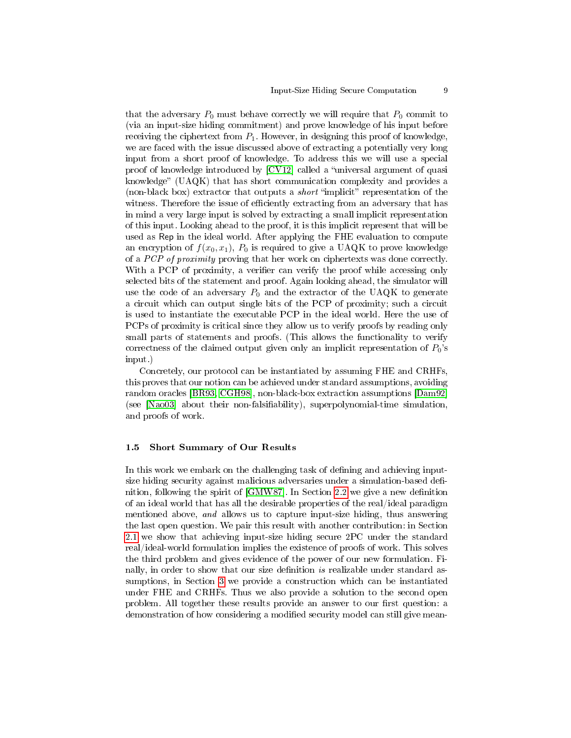that the adversary $P_0$ must behave correctly we will require that $P_0$ commit to (via an input-size hiding commitment) and prove knowledge of his input before receiving the ciphertext from $P_1$. However, in designing this proof of knowledge, we are faced with the issue discussed above of extracting a potentially very long input from a short proof of knowledge. To address this we will use a special proof of knowledge introduced by [CV12] called a "universal argument of quasi knowledge" (UAQK) that has short communication complexity and provides a (non-black box) extractor that outputs a *short* "implicit" representation of the witness. Therefore the issue of efficiently extracting from an adversary that has in mind a very large input is solved by extracting a small implicit representation of this input. Looking ahead to the proof, it is this implicit represent that will be used as Rep in the ideal world. After applying the FHE evaluation to compute an encryption of $f(x_0, x_1)$, $P_0$ is required to give a UAQK to prove knowledge of a *PCP of proximity* proving that her work on ciphertexts was done correctly. With a PCP of proximity, a verifier can verify the proof while accessing only selected bits of the statement and proof. Again looking ahead, the simulator will use the code of an adversary $P_0$ and the extractor of the UAQK to generate a circuit which can output single bits of the PCP of proximity; such a circuit is used to instantiate the executable PCP in the ideal world. Here the use of PCPs of proximity is critical since they allow us to verify proofs by reading only small parts of statements and proofs. (This allows the functionality to verify correctness of the claimed output given only an implicit representation of $P_0$'s input.)

Concretely, our protocol can be instantiated by assuming FHE and CRHFs, this proves that our notion can be achieved under standard assumptions, avoiding random oracles [BR93, CGH98], non-black-box extraction assumptions [Dam92] (see [Nao03] about their non-falsifiability), superpolynomial-time simulation, and proofs of work.

### 1.5 Short Summary of Our Results

In this work we embark on the challenging task of defining and achieving input-size hiding security against malicious adversaries under a simulation-based definition, following the spirit of [GMW87]. In Section 2.2 we give a new definition of an ideal world that has all the desirable properties of the real/ideal paradigm mentioned above, *and* allows us to capture input-size hiding, thus answering the last open question. We pair this result with another contribution: in Section 2.1 we show that achieving input-size hiding secure 2PC under the standard real/ideal-world formulation implies the existence of proofs of work. This solves the third problem and gives evidence of the power of our new formulation. Finally, in order to show that our size definition *is* realizable under standard assumptions, in Section 3 we provide a construction which can be instantiated under FHE and CRHFs. Thus we also provide a solution to the second open problem. All together these results provide an answer to our first question: a demonstration of how considering a modified security model can still give mean-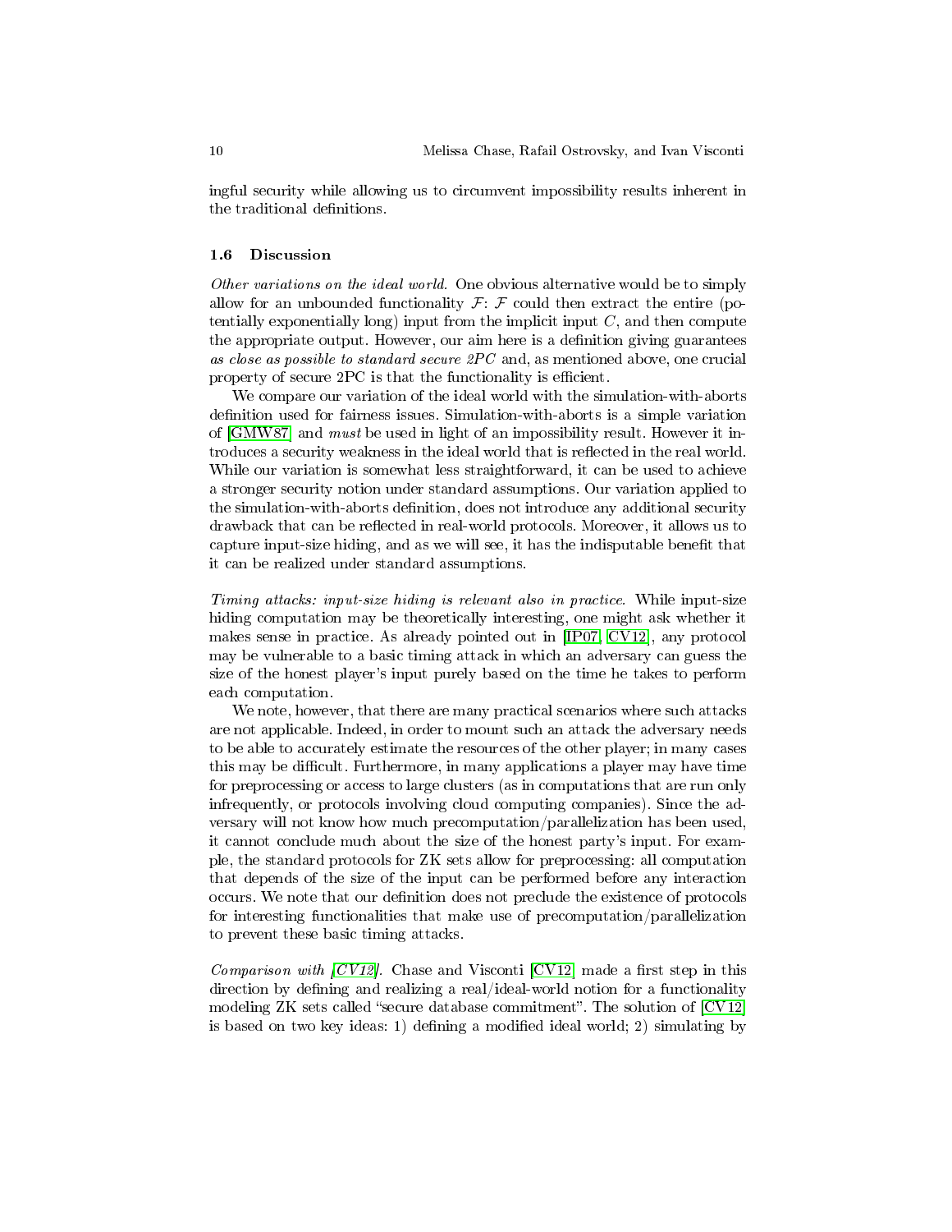ingful security while allowing us to circumvent impossibility results inherent in the traditional definitions.

### 1.6 Discussion

*Other variations on the ideal world.* One obvious alternative would be to simply allow for an unbounded functionality $\mathcal{F}$: $\mathcal{F}$ could then extract the entire (potentially exponentially long) input from the implicit input $C$, and then compute the appropriate output. However, our aim here is a definition giving guarantees *as close as possible to standard secure 2PC* and, as mentioned above, one crucial property of secure 2PC is that the functionality is efficient.

We compare our variation of the ideal world with the simulation-with-aborts definition used for fairness issues. Simulation-with-aborts is a simple variation of [GMW87] and *must* be used in light of an impossibility result. However it introduces a security weakness in the ideal world that is reflected in the real world. While our variation is somewhat less straightforward, it can be used to achieve a stronger security notion under standard assumptions. Our variation applied to the simulation-with-aborts definition, does not introduce any additional security drawback that can be reflected in real-world protocols. Moreover, it allows us to capture input-size hiding, and as we will see, it has the indisputable benefit that it can be realized under standard assumptions.

*Timing attacks: input-size hiding is relevant also in practice.* While input-size hiding computation may be theoretically interesting, one might ask whether it makes sense in practice. As already pointed out in [IP07, CV12], any protocol may be vulnerable to a basic timing attack in which an adversary can guess the size of the honest player's input purely based on the time he takes to perform each computation.

We note, however, that there are many practical scenarios where such attacks are not applicable. Indeed, in order to mount such an attack the adversary needs to be able to accurately estimate the resources of the other player; in many cases this may be difficult. Furthermore, in many applications a player may have time for preprocessing or access to large clusters (as in computations that are run only infrequently, or protocols involving cloud computing companies). Since the adversary will not know how much precomputation/parallelization has been used, it cannot conclude much about the size of the honest party's input. For example, the standard protocols for ZK sets allow for preprocessing: all computation that depends of the size of the input can be performed before any interaction occurs. We note that our definition does not preclude the existence of protocols for interesting functionalities that make use of precomputation/parallelization to prevent these basic timing attacks.

*Comparison with [CV12].* Chase and Visconti [CV12] made a first step in this direction by defining and realizing a real/ideal-world notion for a functionality modeling ZK sets called "secure database commitment". The solution of [CV12] is based on two key ideas: 1) defining a modified ideal world; 2) simulating by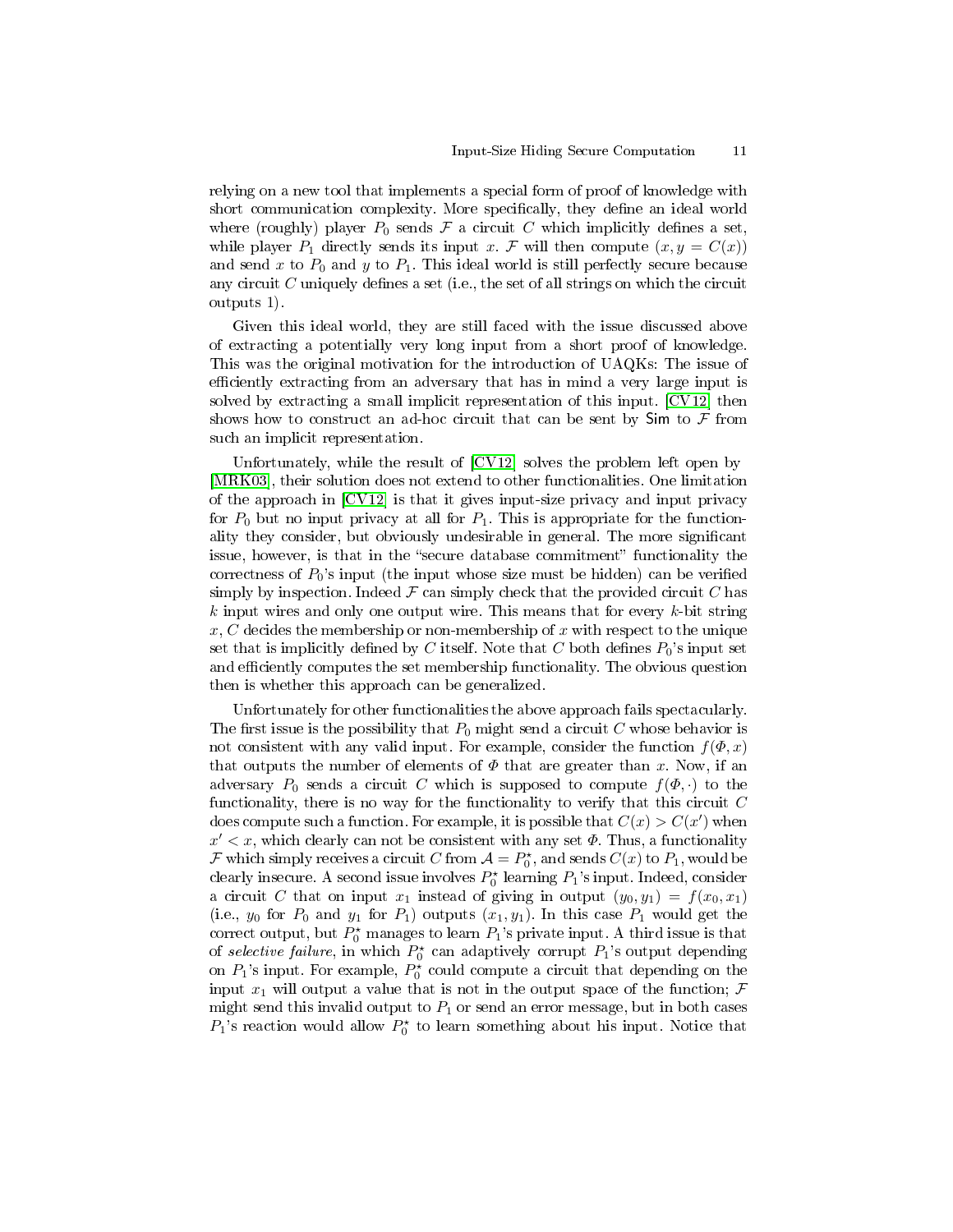relying on a new tool that implements a special form of proof of knowledge with short communication complexity. More specifically, they define an ideal world where (roughly) player $P_0$ sends $\mathcal{F}$ a circuit $C$ which implicitly defines a set, while player $P_1$ directly sends its input $x$. $\mathcal{F}$ will then compute $(x, y = C(x))$ and send $x$ to $P_0$ and $y$ to $P_1$. This ideal world is still perfectly secure because any circuit $C$ uniquely defines a set (i.e., the set of all strings on which the circuit outputs 1).

Given this ideal world, they are still faced with the issue discussed above of extracting a potentially very long input from a short proof of knowledge. This was the original motivation for the introduction of UAQKs: The issue of efficiently extracting from an adversary that has in mind a very large input is solved by extracting a small implicit representation of this input. [CV12] then shows how to construct an ad-hoc circuit that can be sent by $\mathsf{Sim}$ to $\mathcal{F}$ from such an implicit representation.

Unfortunately, while the result of [CV12] solves the problem left open by [MRK03], their solution does not extend to other functionalities. One limitation of the approach in [CV12] is that it gives input-size privacy and input privacy for $P_0$ but no input privacy at all for $P_1$. This is appropriate for the functionality they consider, but obviously undesirable in general. The more significant issue, however, is that in the "secure database commitment" functionality the correctness of $P_0$'s input (the input whose size must be hidden) can be verified simply by inspection. Indeed $\mathcal{F}$ can simply check that the provided circuit $C$ has $k$ input wires and only one output wire. This means that for every $k$-bit string $x$, $C$ decides the membership or non-membership of $x$ with respect to the unique set that is implicitly defined by $C$ itself. Note that $C$ both defines $P_0$'s input set and efficiently computes the set membership functionality. The obvious question then is whether this approach can be generalized.

Unfortunately for other functionalities the above approach fails spectacularly. The first issue is the possibility that $P_0$ might send a circuit $C$ whose behavior is not consistent with any valid input. For example, consider the function $f(\Phi, x)$ that outputs the number of elements of $\Phi$ that are greater than $x$. Now, if an adversary $P_0$ sends a circuit $C$ which is supposed to compute $f(\Phi, \cdot)$ to the functionality, there is no way for the functionality to verify that this circuit $C$ does compute such a function. For example, it is possible that $C(x) > C(x')$ when $x' < x$, which clearly can not be consistent with any set $\Phi$. Thus, a functionality $\mathcal{F}$ which simply receives a circuit $C$ from $\mathcal{A} = P_0^\star$, and sends $C(x)$ to $P_1$, would be clearly insecure. A second issue involves $P_0^\star$ learning $P_1$'s input. Indeed, consider a circuit $C$ that on input $x_1$ instead of giving in output $(y_0, y_1) = f(x_0, x_1)$ (i.e., $y_0$ for $P_0$ and $y_1$ for $P_1$) outputs $(x_1, y_1)$. In this case $P_1$ would get the correct output, but $P_0^\star$ manages to learn $P_1$'s private input. A third issue is that of *selective failure*, in which $P_0^\star$ can adaptively corrupt $P_1$'s output depending on $P_1$'s input. For example, $P_0^\star$ could compute a circuit that depending on the input $x_1$ will output a value that is not in the output space of the function; $\mathcal{F}$ might send this invalid output to $P_1$ or send an error message, but in both cases $P_1$'s reaction would allow $P_0^\star$ to learn something about his input. Notice that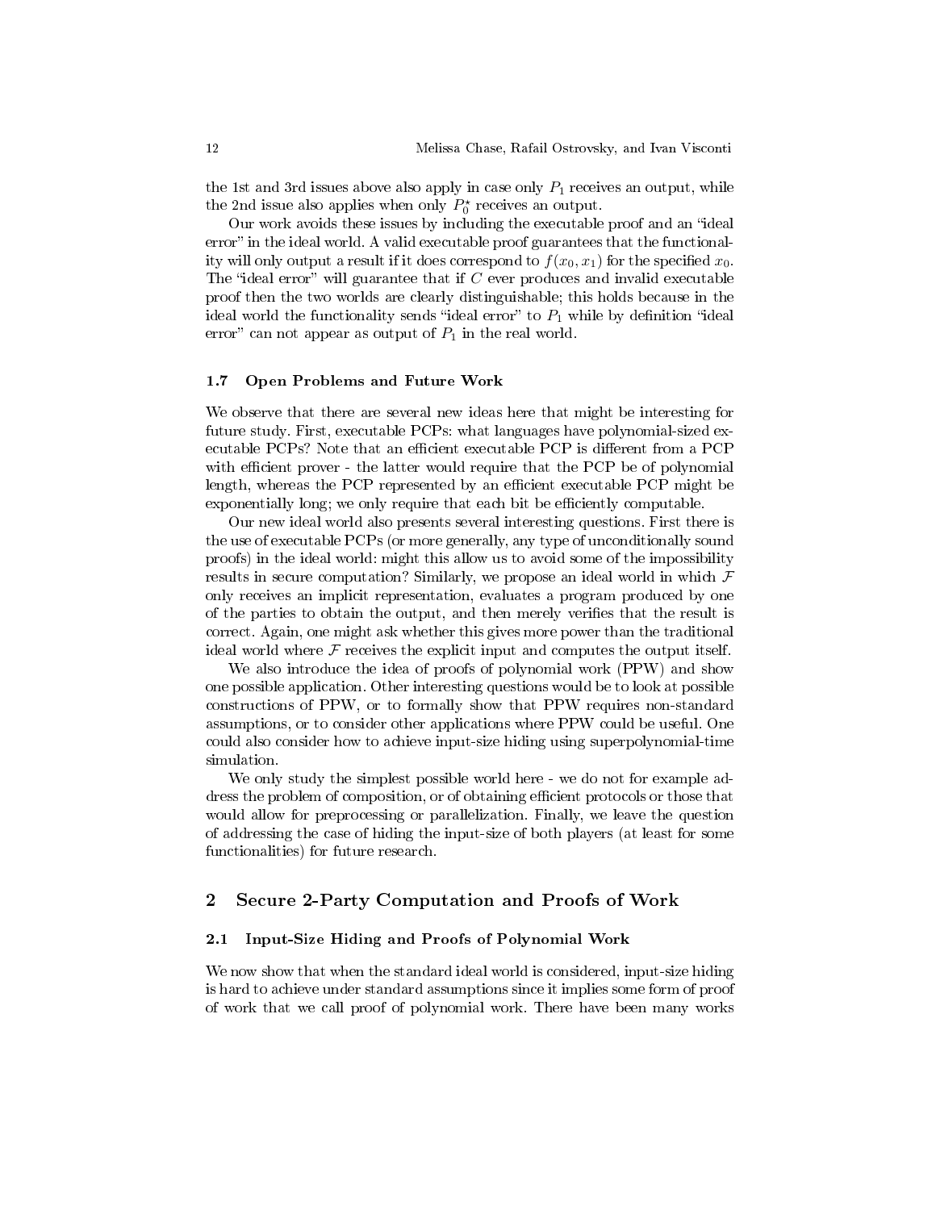the 1st and 3rd issues above also apply in case only $P_1$ receives an output, while the 2nd issue also applies when only $P_0^\star$ receives an output.

Our work avoids these issues by including the executable proof and an "ideal error" in the ideal world. A valid executable proof guarantees that the functionality will only output a result if it does correspond to $f(x_0, x_1)$ for the specified $x_0$. The "ideal error" will guarantee that if $C$ ever produces and invalid executable proof then the two worlds are clearly distinguishable; this holds because in the ideal world the functionality sends "ideal error" to $P_1$ while by definition "ideal error" can not appear as output of $P_1$ in the real world.

### 1.7 Open Problems and Future Work

We observe that there are several new ideas here that might be interesting for future study. First, executable PCPs: what languages have polynomial-sized executable PCPs? Note that an efficient executable PCP is different from a PCP with efficient prover - the latter would require that the PCP be of polynomial length, whereas the PCP represented by an efficient executable PCP might be exponentially long; we only require that each bit be efficiently computable.

Our new ideal world also presents several interesting questions. First there is the use of executable PCPs (or more generally, any type of unconditionally sound proofs) in the ideal world: might this allow us to avoid some of the impossibility results in secure computation? Similarly, we propose an ideal world in which $\mathcal{F}$ only receives an implicit representation, evaluates a program produced by one of the parties to obtain the output, and then merely verifies that the result is correct. Again, one might ask whether this gives more power than the traditional ideal world where $\mathcal{F}$ receives the explicit input and computes the output itself.

We also introduce the idea of proofs of polynomial work (PPW) and show one possible application. Other interesting questions would be to look at possible constructions of PPW, or to formally show that PPW requires non-standard assumptions, or to consider other applications where PPW could be useful. One could also consider how to achieve input-size hiding using superpolynomial-time simulation.

We only study the simplest possible world here - we do not for example address the problem of composition, or of obtaining efficient protocols or those that would allow for preprocessing or parallelization. Finally, we leave the question of addressing the case of hiding the input-size of both players (at least for some functionalities) for future research.

## 2 Secure 2-Party Computation and Proofs of Work

### 2.1 Input-Size Hiding and Proofs of Polynomial Work

We now show that when the standard ideal world is considered, input-size hiding is hard to achieve under standard assumptions since it implies some form of proof of work that we call proof of polynomial work. There have been many works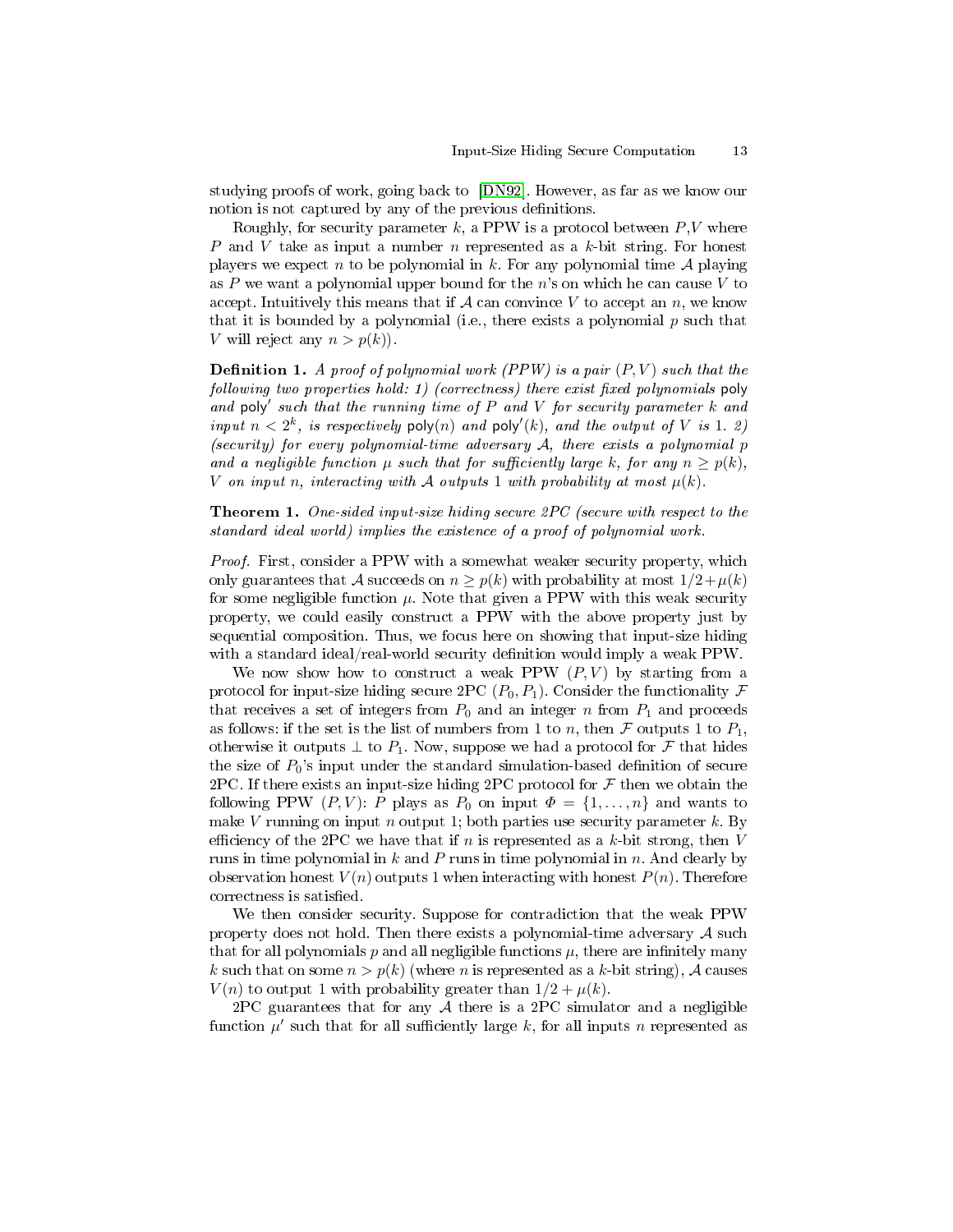studying proofs of work, going back to [DN92]. However, as far as we know our notion is not captured by any of the previous definitions.

Roughly, for security parameter $k$, a PPW is a protocol between $P$,$V$ where $P$ and $V$ take as input a number $n$ represented as a $k$-bit string. For honest players we expect $n$ to be polynomial in $k$. For any polynomial time $\mathcal{A}$ playing as $P$ we want a polynomial upper bound for the $n$'s on which he can cause $V$ to accept. Intuitively this means that if $\mathcal{A}$ can convince $V$ to accept an $n$, we know that it is bounded by a polynomial (i.e., there exists a polynomial $p$ such that $V$ will reject any $n > p(k)$).

**Definition 1.** *A proof of polynomial work (PPW) is a pair $(P, V)$ such that the following two properties hold: 1) (correctness) there exist fixed polynomials* $\mathsf{poly}$ *and* $\mathsf{poly}'$ *such that the running time of $P$ and $V$ for security parameter $k$ and input $n < 2^k$, is respectively* $\mathsf{poly}(n)$ *and* $\mathsf{poly}'(k)$*, and the output of $V$ is 1. 2) (security) for every polynomial-time adversary $\mathcal{A}$, there exists a polynomial $p$ and a negligible function $\mu$ such that for sufficiently large $k$, for any $n \geq p(k)$, $V$ on input $n$, interacting with $\mathcal{A}$ outputs 1 with probability at most $\mu(k)$.*

**Theorem 1.** *One-sided input-size hiding secure 2PC (secure with respect to the standard ideal world) implies the existence of a proof of polynomial work.*

*Proof.* First, consider a PPW with a somewhat weaker security property, which only guarantees that $\mathcal{A}$ succeeds on $n \geq p(k)$ with probability at most $1/2 + \mu(k)$ for some negligible function $\mu$. Note that given a PPW with this weak security property, we could easily construct a PPW with the above property just by sequential composition. Thus, we focus here on showing that input-size hiding with a standard ideal/real-world security definition would imply a weak PPW.

We now show how to construct a weak PPW $(P, V)$ by starting from a protocol for input-size hiding secure 2PC $(P_0, P_1)$. Consider the functionality $\mathcal{F}$ that receives a set of integers from $P_0$ and an integer $n$ from $P_1$ and proceeds as follows: if the set is the list of numbers from 1 to $n$, then $\mathcal{F}$ outputs 1 to $P_1$, otherwise it outputs $\perp$ to $P_1$. Now, suppose we had a protocol for $\mathcal{F}$ that hides the size of $P_0$'s input under the standard simulation-based definition of secure 2PC. If there exists an input-size hiding 2PC protocol for $\mathcal{F}$ then we obtain the following PPW $(P, V)$: $P$ plays as $P_0$ on input $\Phi = \{1, \ldots, n\}$ and wants to make $V$ running on input $n$ output 1; both parties use security parameter $k$. By efficiency of the 2PC we have that if $n$ is represented as a $k$-bit strong, then $V$ runs in time polynomial in $k$ and $P$ runs in time polynomial in $n$. And clearly by observation honest $V(n)$ outputs 1 when interacting with honest $P(n)$. Therefore correctness is satisfied.

We then consider security. Suppose for contradiction that the weak PPW property does not hold. Then there exists a polynomial-time adversary $\mathcal{A}$ such that for all polynomials $p$ and all negligible functions $\mu$, there are infinitely many $k$ such that on some $n > p(k)$ (where $n$ is represented as a $k$-bit string), $\mathcal{A}$ causes $V(n)$ to output 1 with probability greater than $1/2 + \mu(k)$.

2PC guarantees that for any $\mathcal{A}$ there is a 2PC simulator and a negligible function $\mu'$ such that for all sufficiently large $k$, for all inputs $n$ represented as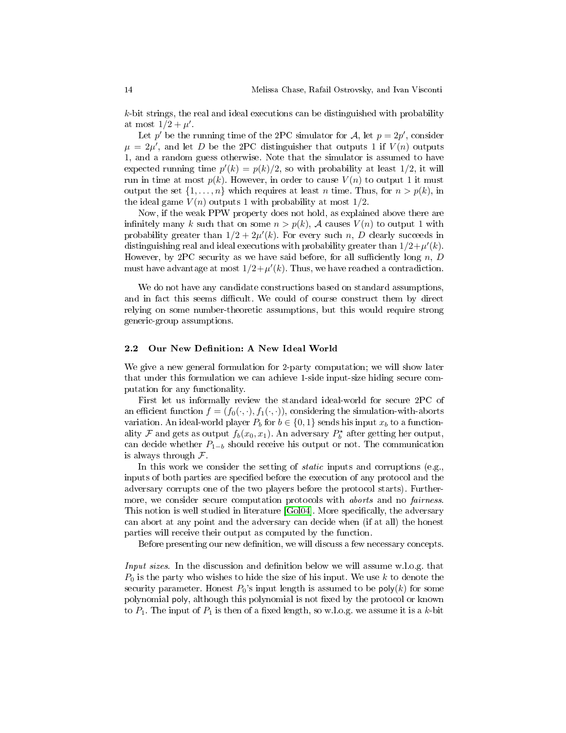$k$-bit strings, the real and ideal executions can be distinguished with probability at most $1/2 + \mu'$.

Let $p'$ be the running time of the 2PC simulator for $\mathcal{A}$, let $p = 2p'$, consider $\mu = 2\mu'$, and let $D$ be the 2PC distinguisher that outputs 1 if $V(n)$ outputs 1, and a random guess otherwise. Note that the simulator is assumed to have expected running time $p'(k) = p(k)/2$, so with probability at least 1/2, it will run in time at most $p(k)$. However, in order to cause $V(n)$ to output 1 it must output the set $\{1, \ldots, n\}$ which requires at least $n$ time. Thus, for $n > p(k)$, in the ideal game $V(n)$ outputs 1 with probability at most 1/2.

Now, if the weak PPW property does not hold, as explained above there are infinitely many $k$ such that on some $n > p(k)$, $\mathcal{A}$ causes $V(n)$ to output 1 with probability greater than $1/2 + 2\mu'(k)$. For every such $n$, $D$ clearly succeeds in distinguishing real and ideal executions with probability greater than $1/2 + \mu'(k)$. However, by 2PC security as we have said before, for all sufficiently long $n$, $D$ must have advantage at most $1/2 + \mu'(k)$. Thus, we have reached a contradiction.

We do not have any candidate constructions based on standard assumptions, and in fact this seems difficult. We could of course construct them by direct relying on some number-theoretic assumptions, but this would require strong generic-group assumptions.

### 2.2 Our New Definition: A New Ideal World

We give a new general formulation for 2-party computation; we will show later that under this formulation we can achieve 1-side input-size hiding secure computation for any functionality.

First let us informally review the standard ideal-world for secure 2PC of an efficient function $f = (f_0(\cdot,\cdot), f_1(\cdot,\cdot))$, considering the simulation-with-aborts variation. An ideal-world player $P_b$ for $b \in \{0,1\}$ sends his input $x_b$ to a functionality $\mathcal{F}$ and gets as output $f_b(x_0, x_1)$. An adversary $P_b^\star$ after getting her output, can decide whether $P_{1-b}$ should receive his output or not. The communication is always through $\mathcal{F}$.

In this work we consider the setting of *static* inputs and corruptions (e.g., inputs of both parties are specified before the execution of any protocol and the adversary corrupts one of the two players before the protocol starts). Furthermore, we consider secure computation protocols with *aborts* and no *fairness*. This notion is well studied in literature [Gol04]. More specifically, the adversary can abort at any point and the adversary can decide when (if at all) the honest parties will receive their output as computed by the function.

Before presenting our new definition, we will discuss a few necessary concepts.

*Input sizes.* In the discussion and definition below we will assume w.l.o.g. that $P_0$ is the party who wishes to hide the size of his input. We use $k$ to denote the security parameter. Honest $P_0$'s input length is assumed to be $\mathsf{poly}(k)$ for some polynomial $\mathsf{poly}$, although this polynomial is not fixed by the protocol or known to $P_1$. The input of $P_1$ is then of a fixed length, so w.l.o.g. we assume it is a $k$-bit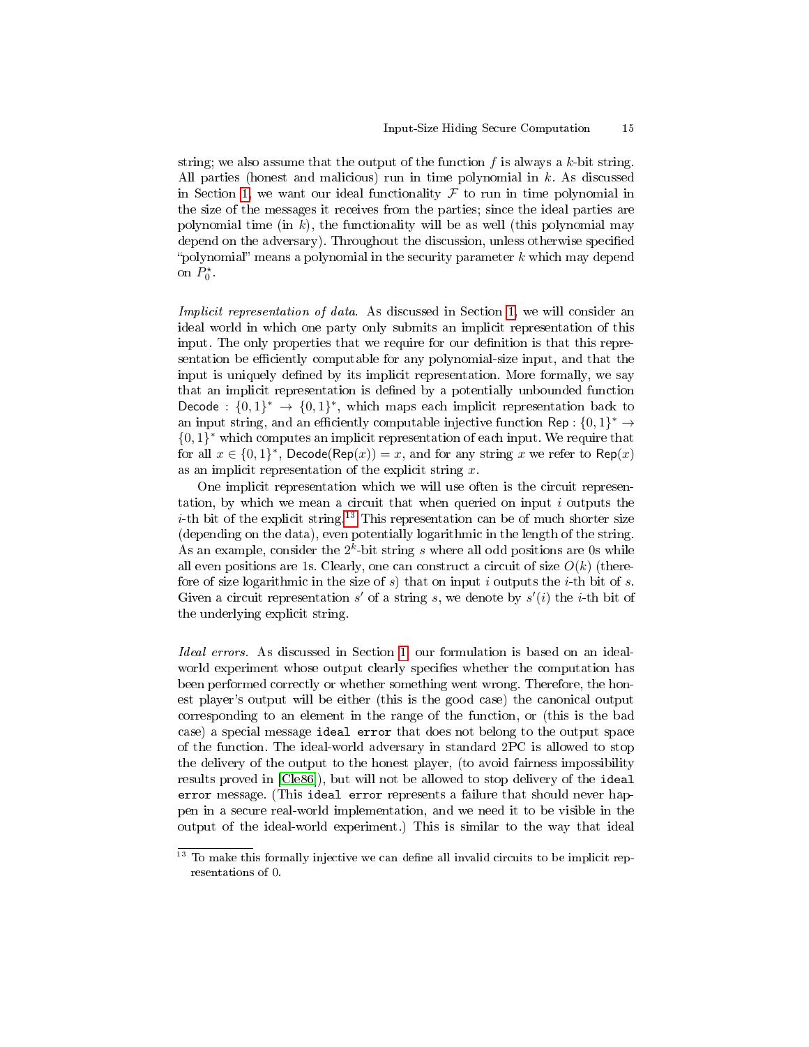string; we also assume that the output of the function $f$ is always a $k$-bit string. All parties (honest and malicious) run in time polynomial in $k$. As discussed in Section 1, we want our ideal functionality $\mathcal{F}$ to run in time polynomial in the size of the messages it receives from the parties; since the ideal parties are polynomial time (in $k$), the functionality will be as well (this polynomial may depend on the adversary). Throughout the discussion, unless otherwise specified "polynomial" means a polynomial in the security parameter $k$ which may depend on $P_0^\star$.

*Implicit representation of data.* As discussed in Section 1, we will consider an ideal world in which one party only submits an implicit representation of this input. The only properties that we require for our definition is that this representation be efficiently computable for any polynomial-size input, and that the input is uniquely defined by its implicit representation. More formally, we say that an implicit representation is defined by a potentially unbounded function $\mathsf{Decode} : \{0,1\}^* \to \{0,1\}^*$, which maps each implicit representation back to an input string, and an efficiently computable injective function $\mathsf{Rep} : \{0,1\}^* \to \{0,1\}^*$ which computes an implicit representation of each input. We require that for all $x \in \{0,1\}^*$, $\mathsf{Decode}(\mathsf{Rep}(x)) = x$, and for any string $x$ we refer to $\mathsf{Rep}(x)$ as an implicit representation of the explicit string $x$.

One implicit representation which we will use often is the circuit representation, by which we mean a circuit that when queried on input $i$ outputs the $i$-th bit of the explicit string.[13] This representation can be of much shorter size (depending on the data), even potentially logarithmic in the length of the string. As an example, consider the $2^k$-bit string $s$ where all odd positions are 0s while all even positions are 1s. Clearly, one can construct a circuit of size $O(k)$ (therefore of size logarithmic in the size of $s$) that on input $i$ outputs the $i$-th bit of $s$. Given a circuit representation $s'$ of a string $s$, we denote by $s'(i)$ the $i$-th bit of the underlying explicit string.

*Ideal errors.* As discussed in Section 1, our formulation is based on an ideal-world experiment whose output clearly specifies whether the computation has been performed correctly or whether something went wrong. Therefore, the honest player's output will be either (this is the good case) the canonical output corresponding to an element in the range of the function, or (this is the bad case) a special message `ideal error` that does not belong to the output space of the function. The ideal-world adversary in standard 2PC is allowed to stop the delivery of the output to the honest player, (to avoid fairness impossibility results proved in [Cle86]), but will not be allowed to stop delivery of the `ideal error` message. (This `ideal error` represents a failure that should never happen in a secure real-world implementation, and we need it to be visible in the output of the ideal-world experiment.) This is similar to the way that ideal

[13] To make this formally injective we can define all invalid circuits to be implicit representations of 0.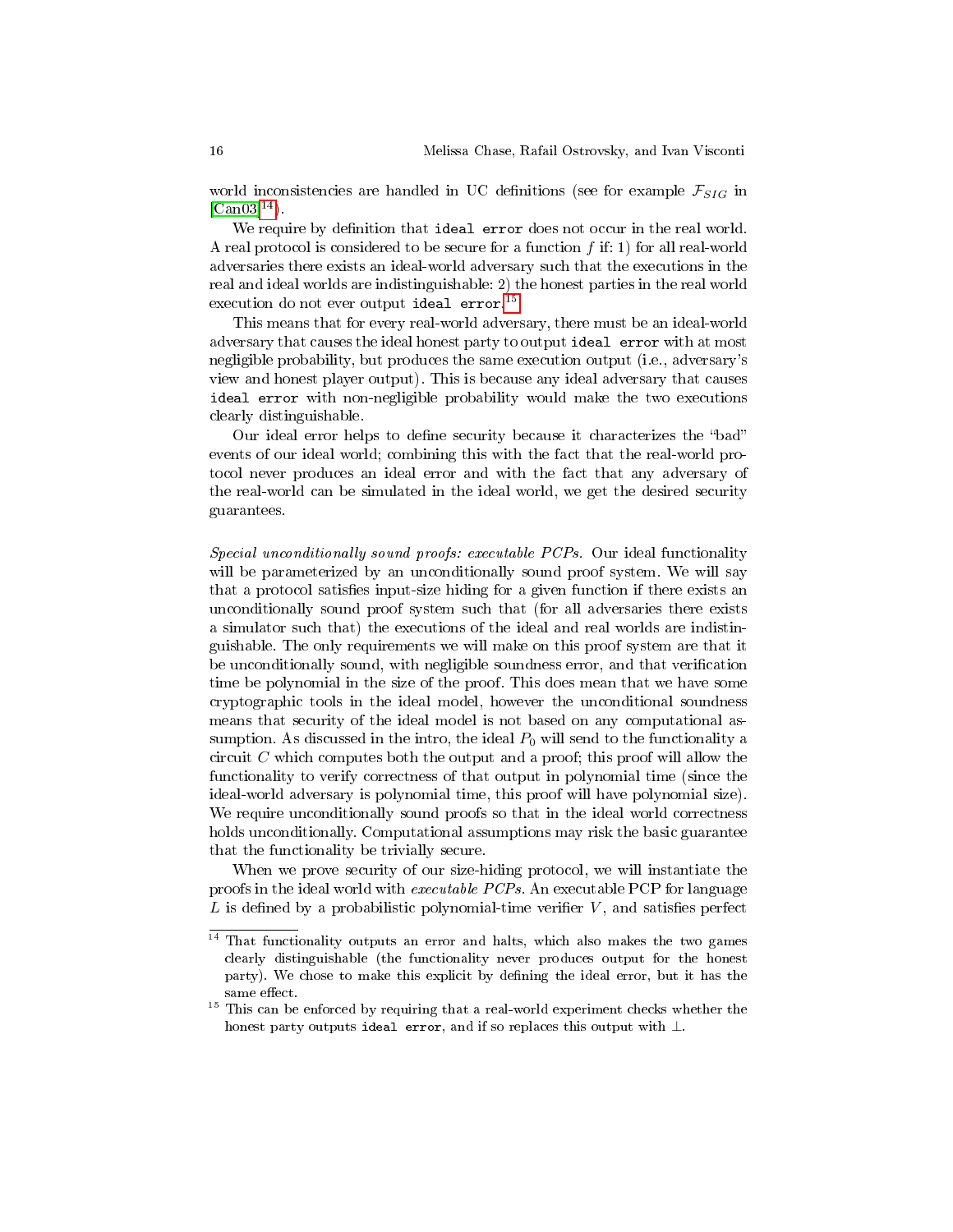world inconsistencies are handled in UC definitions (see for example $\mathcal{F}_{SIG}$ in [Can03][14]).

We require by definition that `ideal error` does not occur in the real world. A real protocol is considered to be secure for a function $f$ if: 1) for all real-world adversaries there exists an ideal-world adversary such that the executions in the real and ideal worlds are indistinguishable: 2) the honest parties in the real world execution do not ever output `ideal error`.[15]

This means that for every real-world adversary, there must be an ideal-world adversary that causes the ideal honest party to output `ideal error` with at most negligible probability, but produces the same execution output (i.e., adversary's view and honest player output). This is because any ideal adversary that causes `ideal error` with non-negligible probability would make the two executions clearly distinguishable.

Our ideal error helps to define security because it characterizes the "bad" events of our ideal world; combining this with the fact that the real-world protocol never produces an ideal error and with the fact that any adversary of the real-world can be simulated in the ideal world, we get the desired security guarantees.

*Special unconditionally sound proofs: executable PCPs.* Our ideal functionality will be parameterized by an unconditionally sound proof system. We will say that a protocol satisfies input-size hiding for a given function if there exists an unconditionally sound proof system such that (for all adversaries there exists a simulator such that) the executions of the ideal and real worlds are indistinguishable. The only requirements we will make on this proof system are that it be unconditionally sound, with negligible soundness error, and that verification time be polynomial in the size of the proof. This does mean that we have some cryptographic tools in the ideal model, however the unconditional soundness means that security of the ideal model is not based on any computational assumption. As discussed in the intro, the ideal $P_0$ will send to the functionality a circuit $C$ which computes both the output and a proof; this proof will allow the functionality to verify correctness of that output in polynomial time (since the ideal-world adversary is polynomial time, this proof will have polynomial size). We require unconditionally sound proofs so that in the ideal world correctness holds unconditionally. Computational assumptions may risk the basic guarantee that the functionality be trivially secure.

When we prove security of our size-hiding protocol, we will instantiate the proofs in the ideal world with *executable PCPs*. An executable PCP for language $L$ is defined by a probabilistic polynomial-time verifier $V$, and satisfies perfect

---

[14] That functionality outputs an error and halts, which also makes the two games clearly distinguishable (the functionality never produces output for the honest party). We chose to make this explicit by defining the ideal error, but it has the same effect.

[15] This can be enforced by requiring that a real-world experiment checks whether the honest party outputs `ideal error`, and if so replaces this output with $\perp$.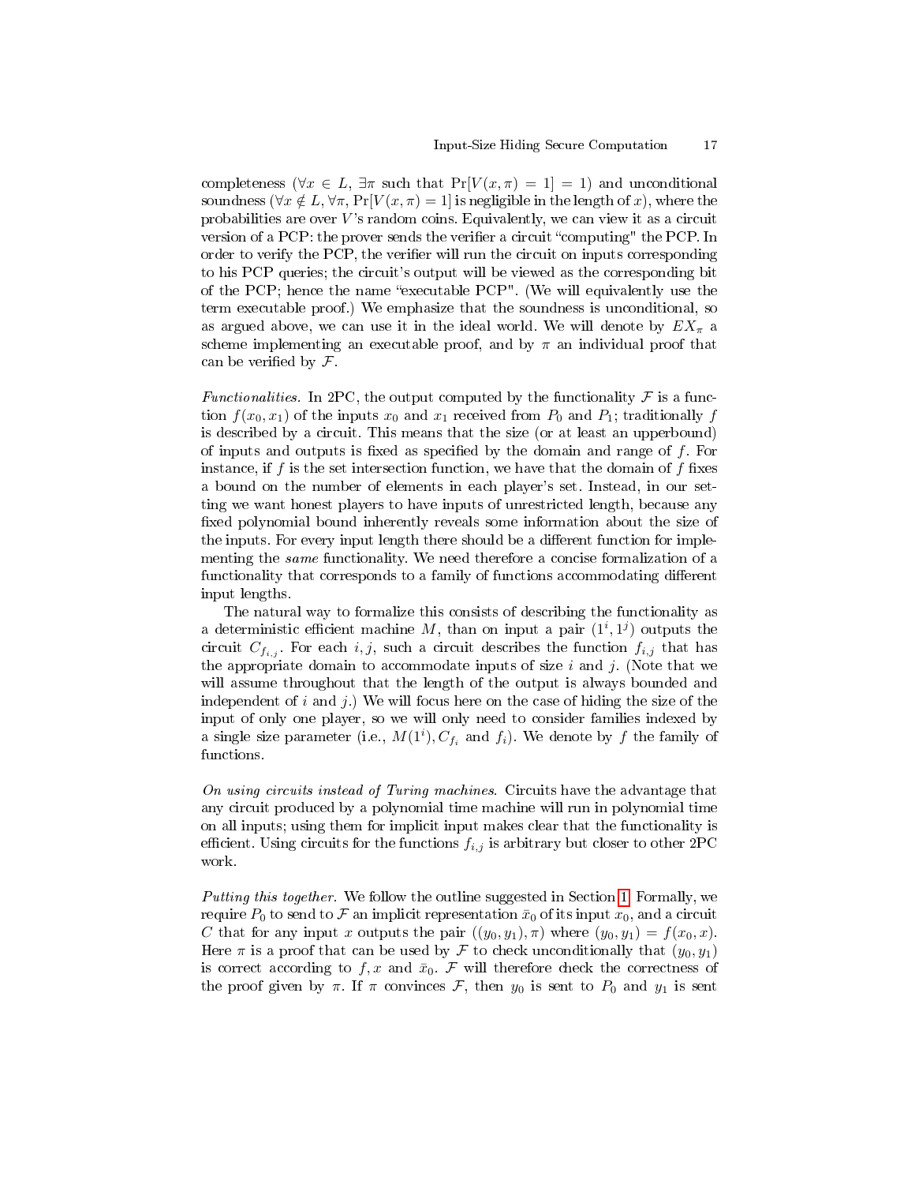completeness ($\forall x \in L$, $\exists \pi$ such that $\Pr[V(x, \pi) = 1] = 1$) and unconditional soundness ($\forall x \notin L, \forall \pi$, $\Pr[V(x, \pi) = 1]$ is negligible in the length of $x$), where the probabilities are over $V$'s random coins. Equivalently, we can view it as a circuit version of a PCP: the prover sends the verifier a circuit "computing" the PCP. In order to verify the PCP, the verifier will run the circuit on inputs corresponding to his PCP queries; the circuit's output will be viewed as the corresponding bit of the PCP; hence the name "executable PCP". (We will equivalently use the term executable proof.) We emphasize that the soundness is unconditional, so as argued above, we can use it in the ideal world. We will denote by $EX_\pi$ a scheme implementing an executable proof, and by $\pi$ an individual proof that can be verified by $\mathcal{F}$.

*Functionalities.* In 2PC, the output computed by the functionality $\mathcal{F}$ is a function $f(x_0, x_1)$ of the inputs $x_0$ and $x_1$ received from $P_0$ and $P_1$; traditionally $f$ is described by a circuit. This means that the size (or at least an upperbound) of inputs and outputs is fixed as specified by the domain and range of $f$. For instance, if $f$ is the set intersection function, we have that the domain of $f$ fixes a bound on the number of elements in each player's set. Instead, in our setting we want honest players to have inputs of unrestricted length, because any fixed polynomial bound inherently reveals some information about the size of the inputs. For every input length there should be a different function for implementing the *same* functionality. We need therefore a concise formalization of a functionality that corresponds to a family of functions accommodating different input lengths.

The natural way to formalize this consists of describing the functionality as a deterministic efficient machine $M$, than on input a pair $(1^i, 1^j)$ outputs the circuit $C_{f_{i,j}}$. For each $i, j$, such a circuit describes the function $f_{i,j}$ that has the appropriate domain to accommodate inputs of size $i$ and $j$. (Note that we will assume throughout that the length of the output is always bounded and independent of $i$ and $j$.) We will focus here on the case of hiding the size of the input of only one player, so we will only need to consider families indexed by a single size parameter (i.e., $M(1^i), C_{f_i}$ and $f_i$). We denote by $f$ the family of functions.

*On using circuits instead of Turing machines.* Circuits have the advantage that any circuit produced by a polynomial time machine will run in polynomial time on all inputs; using them for implicit input makes clear that the functionality is efficient. Using circuits for the functions $f_{i,j}$ is arbitrary but closer to other 2PC work.

*Putting this together.* We follow the outline suggested in Section 1. Formally, we require $P_0$ to send to $\mathcal{F}$ an implicit representation $\bar{x}_0$ of its input $x_0$, and a circuit $C$ that for any input $x$ outputs the pair $((y_0, y_1), \pi)$ where $(y_0, y_1) = f(x_0, x)$. Here $\pi$ is a proof that can be used by $\mathcal{F}$ to check unconditionally that $(y_0, y_1)$ is correct according to $f, x$ and $\bar{x}_0$. $\mathcal{F}$ will therefore check the correctness of the proof given by $\pi$. If $\pi$ convinces $\mathcal{F}$, then $y_0$ is sent to $P_0$ and $y_1$ is sent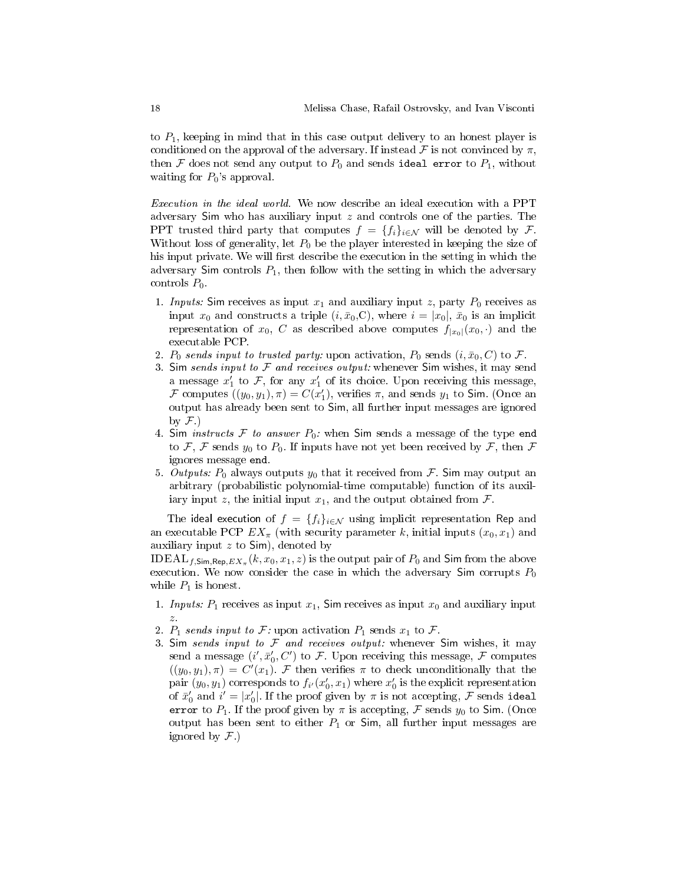to $P_1$, keeping in mind that in this case output delivery to an honest player is conditioned on the approval of the adversary. If instead $\mathcal{F}$ is not convinced by $\pi$, then $\mathcal{F}$ does not send any output to $P_0$ and sends `ideal error` to $P_1$, without waiting for $P_0$'s approval.

*Execution in the ideal world.* We now describe an ideal execution with a PPT adversary Sim who has auxiliary input $z$ and controls one of the parties. The PPT trusted third party that computes $f = \{f_i\}_{i \in \mathcal{N}}$ will be denoted by $\mathcal{F}$. Without loss of generality, let $P_0$ be the player interested in keeping the size of his input private. We will first describe the execution in the setting in which the adversary Sim controls $P_1$, then follow with the setting in which the adversary controls $P_0$.

1. *Inputs:* Sim receives as input $x_1$ and auxiliary input $z$, party $P_0$ receives as input $x_0$ and constructs a triple $(i, \bar{x}_0, \mathrm{C})$, where $i = |x_0|$, $\bar{x}_0$ is an implicit representation of $x_0$, $C$ as described above computes $f_{|x_0|}(x_0, \cdot)$ and the executable PCP.
2. $P_0$ *sends input to trusted party:* upon activation, $P_0$ sends $(i, \bar{x}_0, C)$ to $\mathcal{F}$.
3. Sim *sends input to* $\mathcal{F}$ *and receives output:* whenever Sim wishes, it may send a message $x_1'$ to $\mathcal{F}$, for any $x_1'$ of its choice. Upon receiving this message, $\mathcal{F}$ computes $((y_0, y_1), \pi) = C(x_1')$, verifies $\pi$, and sends $y_1$ to Sim. (Once an output has already been sent to Sim, all further input messages are ignored by $\mathcal{F}$.)
4. Sim *instructs* $\mathcal{F}$ *to answer* $P_0$*:* when Sim sends a message of the type `end` to $\mathcal{F}$, $\mathcal{F}$ sends $y_0$ to $P_0$. If inputs have not yet been received by $\mathcal{F}$, then $\mathcal{F}$ ignores message `end`.
5. *Outputs:* $P_0$ always outputs $y_0$ that it received from $\mathcal{F}$. Sim may output an arbitrary (probabilistic polynomial-time computable) function of its auxiliary input $z$, the initial input $x_1$, and the output obtained from $\mathcal{F}$.

The ideal execution of $f = \{f_i\}_{i \in \mathcal{N}}$ using implicit representation Rep and an executable PCP $EX_\pi$ (with security parameter $k$, initial inputs $(x_0, x_1)$ and auxiliary input $z$ to Sim), denoted by
$\mathrm{IDEAL}_{f,\mathsf{Sim},\mathsf{Rep},EX_\pi}(k, x_0, x_1, z)$ is the output pair of $P_0$ and Sim from the above execution. We now consider the case in which the adversary Sim corrupts $P_0$ while $P_1$ is honest.

1. *Inputs:* $P_1$ receives as input $x_1$, Sim receives as input $x_0$ and auxiliary input $z$.
2. $P_1$ *sends input to* $\mathcal{F}$*:* upon activation $P_1$ sends $x_1$ to $\mathcal{F}$.
3. Sim *sends input to* $\mathcal{F}$ *and receives output:* whenever Sim wishes, it may send a message $(i', \bar{x}_0', C')$ to $\mathcal{F}$. Upon receiving this message, $\mathcal{F}$ computes $((y_0, y_1), \pi) = C'(x_1)$. $\mathcal{F}$ then verifies $\pi$ to check unconditionally that the pair $(y_0, y_1)$ corresponds to $f_{i'}(x_0', x_1)$ where $x_0'$ is the explicit representation of $\bar{x}_0'$ and $i' = |x_0'|$. If the proof given by $\pi$ is not accepting, $\mathcal{F}$ sends `ideal error` to $P_1$. If the proof given by $\pi$ is accepting, $\mathcal{F}$ sends $y_0$ to Sim. (Once output has been sent to either $P_1$ or Sim, all further input messages are ignored by $\mathcal{F}$.)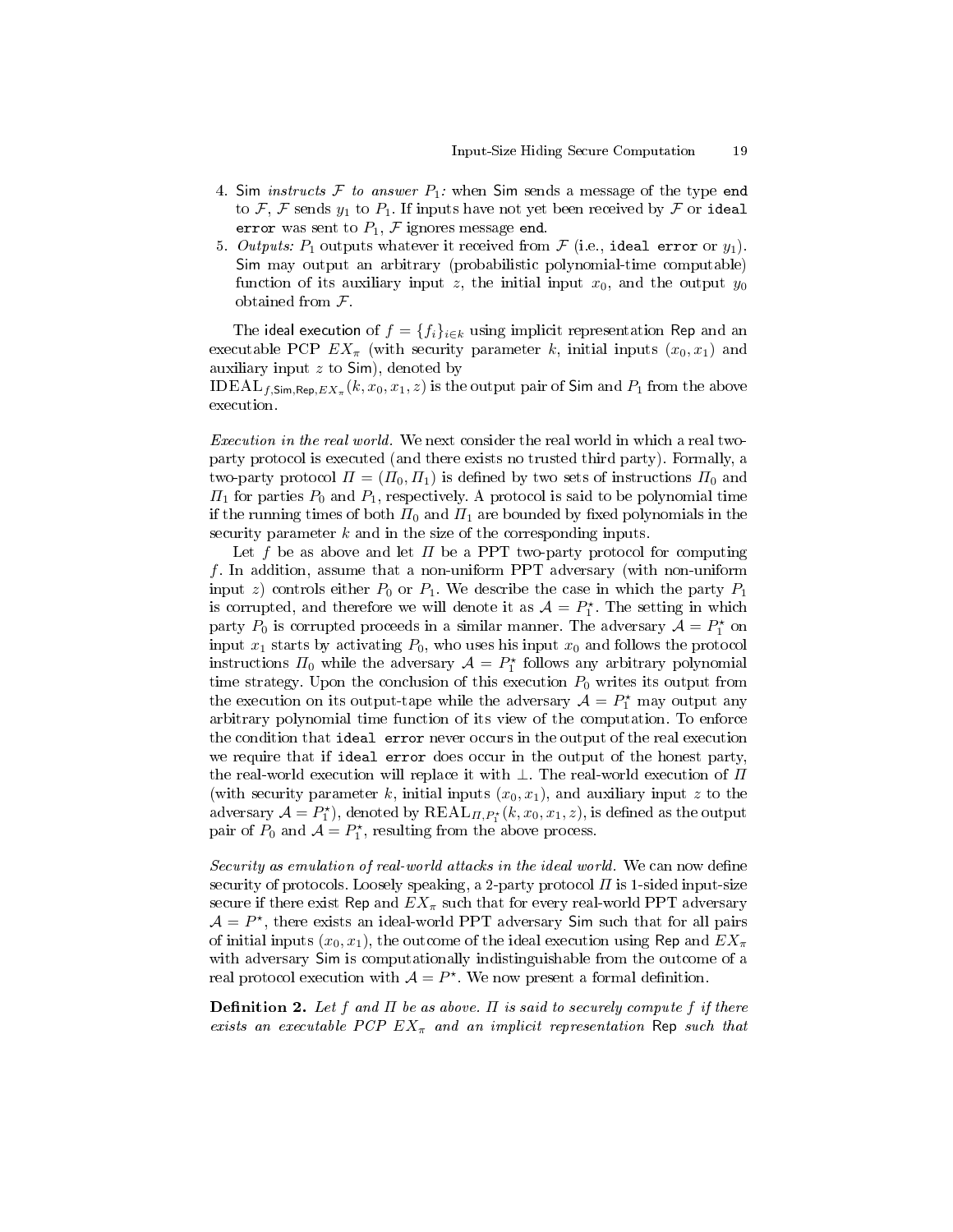4. Sim *instructs* $\mathcal{F}$ *to answer* $P_1$*:* when Sim sends a message of the type `end` to $\mathcal{F}$, $\mathcal{F}$ sends $y_1$ to $P_1$. If inputs have not yet been received by $\mathcal{F}$ or `ideal error` was sent to $P_1$, $\mathcal{F}$ ignores message `end`.
5. *Outputs:* $P_1$ outputs whatever it received from $\mathcal{F}$ (i.e., `ideal error` or $y_1$). Sim may output an arbitrary (probabilistic polynomial-time computable) function of its auxiliary input $z$, the initial input $x_0$, and the output $y_0$ obtained from $\mathcal{F}$.

The ideal execution of $f = \{f_i\}_{i \in k}$ using implicit representation Rep and an executable PCP $EX_\pi$ (with security parameter $k$, initial inputs $(x_0, x_1)$ and auxiliary input $z$ to Sim), denoted by $\mathrm{IDEAL}_{f,\mathsf{Sim},\mathsf{Rep},EX_\pi}(k, x_0, x_1, z)$ is the output pair of Sim and $P_1$ from the above execution.

*Execution in the real world.* We next consider the real world in which a real two-party protocol is executed (and there exists no trusted third party). Formally, a two-party protocol $\Pi = (\Pi_0, \Pi_1)$ is defined by two sets of instructions $\Pi_0$ and $\Pi_1$ for parties $P_0$ and $P_1$, respectively. A protocol is said to be polynomial time if the running times of both $\Pi_0$ and $\Pi_1$ are bounded by fixed polynomials in the security parameter $k$ and in the size of the corresponding inputs.

Let $f$ be as above and let $\Pi$ be a PPT two-party protocol for computing $f$. In addition, assume that a non-uniform PPT adversary (with non-uniform input $z$) controls either $P_0$ or $P_1$. We describe the case in which the party $P_1$ is corrupted, and therefore we will denote it as $\mathcal{A} = P_1^\star$. The setting in which party $P_0$ is corrupted proceeds in a similar manner. The adversary $\mathcal{A} = P_1^\star$ on input $x_1$ starts by activating $P_0$, who uses his input $x_0$ and follows the protocol instructions $\Pi_0$ while the adversary $\mathcal{A} = P_1^\star$ follows any arbitrary polynomial time strategy. Upon the conclusion of this execution $P_0$ writes its output from the execution on its output-tape while the adversary $\mathcal{A} = P_1^\star$ may output any arbitrary polynomial time function of its view of the computation. To enforce the condition that `ideal error` never occurs in the output of the real execution we require that if `ideal error` does occur in the output of the honest party, the real-world execution will replace it with $\perp$. The real-world execution of $\Pi$ (with security parameter $k$, initial inputs $(x_0, x_1)$, and auxiliary input $z$ to the adversary $\mathcal{A} = P_1^\star$), denoted by $\mathrm{REAL}_{\Pi,P_1^\star}(k, x_0, x_1, z)$, is defined as the output pair of $P_0$ and $\mathcal{A} = P_1^\star$, resulting from the above process.

*Security as emulation of real-world attacks in the ideal world.* We can now define security of protocols. Loosely speaking, a 2-party protocol $\Pi$ is 1-sided input-size secure if there exist Rep and $EX_\pi$ such that for every real-world PPT adversary $\mathcal{A} = P^\star$, there exists an ideal-world PPT adversary Sim such that for all pairs of initial inputs $(x_0, x_1)$, the outcome of the ideal execution using Rep and $EX_\pi$ with adversary Sim is computationally indistinguishable from the outcome of a real protocol execution with $\mathcal{A} = P^\star$. We now present a formal definition.

**Definition 2.** *Let $f$ and $\Pi$ be as above. $\Pi$ is said to securely compute $f$ if there exists an executable PCP $EX_\pi$ and an implicit representation* Rep *such that*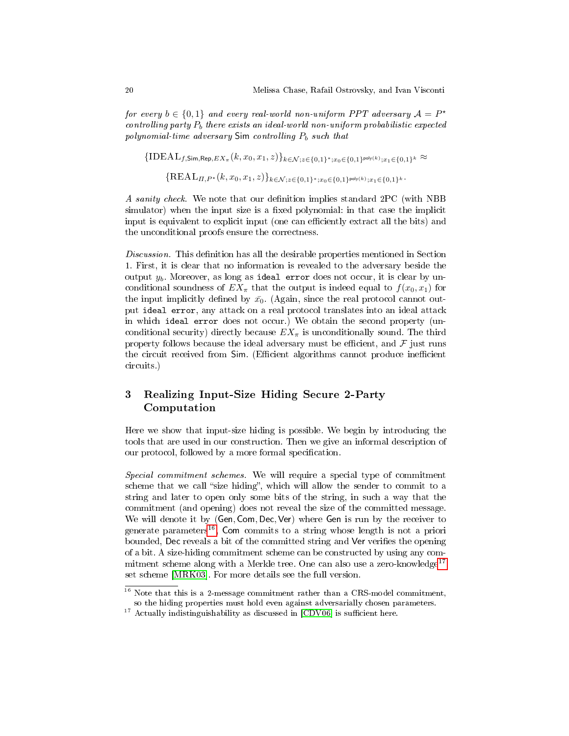*for every $b \in \{0,1\}$ and every real-world non-uniform PPT adversary $\mathcal{A} = P^\star$ controlling party $P_b$ there exists an ideal-world non-uniform probabilistic expected polynomial-time adversary* $\mathsf{Sim}$ *controlling $P_b$ such that*

$$\{\mathrm{IDEAL}_{f,\mathsf{Sim},\mathsf{Rep},EX_\pi}(k, x_0, x_1, z)\}_{k\in\mathcal{N};z\in\{0,1\}^*;x_0\in\{0,1\}^{\mathsf{poly}(k)};x_1\in\{0,1\}^k} \approx$$

$$\{\mathrm{REAL}_{\Pi,P^\star}(k, x_0, x_1, z)\}_{k\in\mathcal{N};z\in\{0,1\}^*;x_0\in\{0,1\}^{\mathsf{poly}(k)};x_1\in\{0,1\}^k}.$$

*A sanity check.* We note that our definition implies standard 2PC (with NBB simulator) when the input size is a fixed polynomial: in that case the implicit input is equivalent to explicit input (one can efficiently extract all the bits) and the unconditional proofs ensure the correctness.

*Discussion.* This definition has all the desirable properties mentioned in Section 1. First, it is clear that no information is revealed to the adversary beside the output $y_b$. Moreover, as long as `ideal error` does not occur, it is clear by unconditional soundness of $EX_\pi$ that the output is indeed equal to $f(x_0, x_1)$ for the input implicitly defined by $\bar{x_0}$. (Again, since the real protocol cannot output `ideal error`, any attack on a real protocol translates into an ideal attack in which `ideal error` does not occur.) We obtain the second property (unconditional security) directly because $EX_\pi$ is unconditionally sound. The third property follows because the ideal adversary must be efficient, and $\mathcal{F}$ just runs the circuit received from $\mathsf{Sim}$. (Efficient algorithms cannot produce inefficient circuits.)

## 3 Realizing Input-Size Hiding Secure 2-Party Computation

Here we show that input-size hiding is possible. We begin by introducing the tools that are used in our construction. Then we give an informal description of our protocol, followed by a more formal specification.

*Special commitment schemes.* We will require a special type of commitment scheme that we call "size hiding", which will allow the sender to commit to a string and later to open only some bits of the string, in such a way that the commitment (and opening) does not reveal the size of the committed message. We will denote it by $(\mathsf{Gen}, \mathsf{Com}, \mathsf{Dec}, \mathsf{Ver})$ where $\mathsf{Gen}$ is run by the receiver to generate parameters[16], $\mathsf{Com}$ commits to a string whose length is not a priori bounded, $\mathsf{Dec}$ reveals a bit of the committed string and $\mathsf{Ver}$ verifies the opening of a bit. A size-hiding commitment scheme can be constructed by using any commitment scheme along with a Merkle tree. One can also use a zero-knowledge[17] set scheme [MRK03]. For more details see the full version.

[16] Note that this is a 2-message commitment rather than a CRS-model commitment, so the hiding properties must hold even against adversarially chosen parameters.

[17] Actually indistinguishability as discussed in [CDV06] is sufficient here.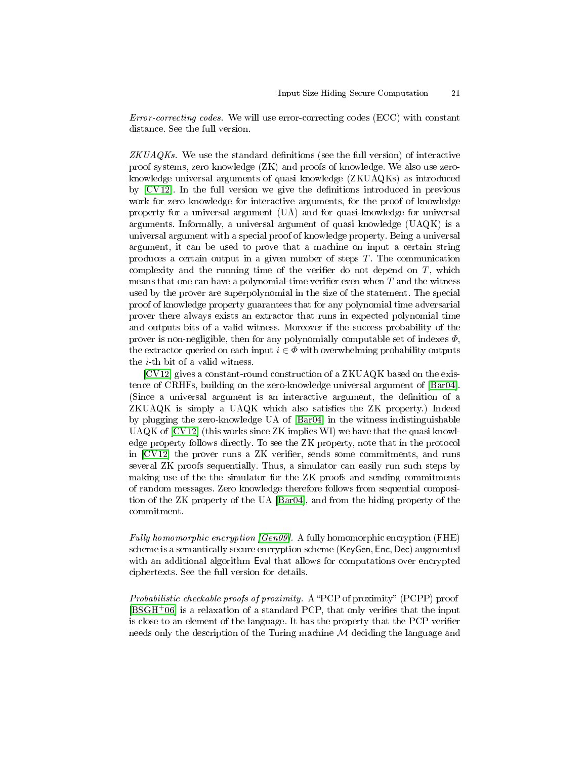*Error-correcting codes.* We will use error-correcting codes (ECC) with constant distance. See the full version.

*ZKUAQKs.* We use the standard definitions (see the full version) of interactive proof systems, zero knowledge (ZK) and proofs of knowledge. We also use zero-knowledge universal arguments of quasi knowledge (ZKUAQKs) as introduced by [CV12]. In the full version we give the definitions introduced in previous work for zero knowledge for interactive arguments, for the proof of knowledge property for a universal argument (UA) and for quasi-knowledge for universal arguments. Informally, a universal argument of quasi knowledge (UAQK) is a universal argument with a special proof of knowledge property. Being a universal argument, it can be used to prove that a machine on input a certain string produces a certain output in a given number of steps $T$. The communication complexity and the running time of the verifier do not depend on $T$, which means that one can have a polynomial-time verifier even when $T$ and the witness used by the prover are superpolynomial in the size of the statement. The special proof of knowledge property guarantees that for any polynomial time adversarial prover there always exists an extractor that runs in expected polynomial time and outputs bits of a valid witness. Moreover if the success probability of the prover is non-negligible, then for any polynomially computable set of indexes $\Phi$, the extractor queried on each input $i \in \Phi$ with overwhelming probability outputs the $i$-th bit of a valid witness.

[CV12] gives a constant-round construction of a ZKUAQK based on the existence of CRHFs, building on the zero-knowledge universal argument of [Bar04]. (Since a universal argument is an interactive argument, the definition of a ZKUAQK is simply a UAQK which also satisfies the ZK property.) Indeed by plugging the zero-knowledge UA of [Bar04] in the witness indistinguishable UAQK of [CV12] (this works since ZK implies WI) we have that the quasi knowledge property follows directly. To see the ZK property, note that in the protocol in [CV12] the prover runs a ZK verifier, sends some commitments, and runs several ZK proofs sequentially. Thus, a simulator can easily run such steps by making use of the the simulator for the ZK proofs and sending commitments of random messages. Zero knowledge therefore follows from sequential composition of the ZK property of the UA [Bar04], and from the hiding property of the commitment.

*Fully homomorphic encryption [Gen09].* A fully homomorphic encryption (FHE) scheme is a semantically secure encryption scheme (KeyGen, Enc, Dec) augmented with an additional algorithm Eval that allows for computations over encrypted ciphertexts. See the full version for details.

*Probabilistic checkable proofs of proximity.* A "PCP of proximity" (PCPP) proof [BSGH+06] is a relaxation of a standard PCP, that only verifies that the input is close to an element of the language. It has the property that the PCP verifier needs only the description of the Turing machine $\mathcal{M}$ deciding the language and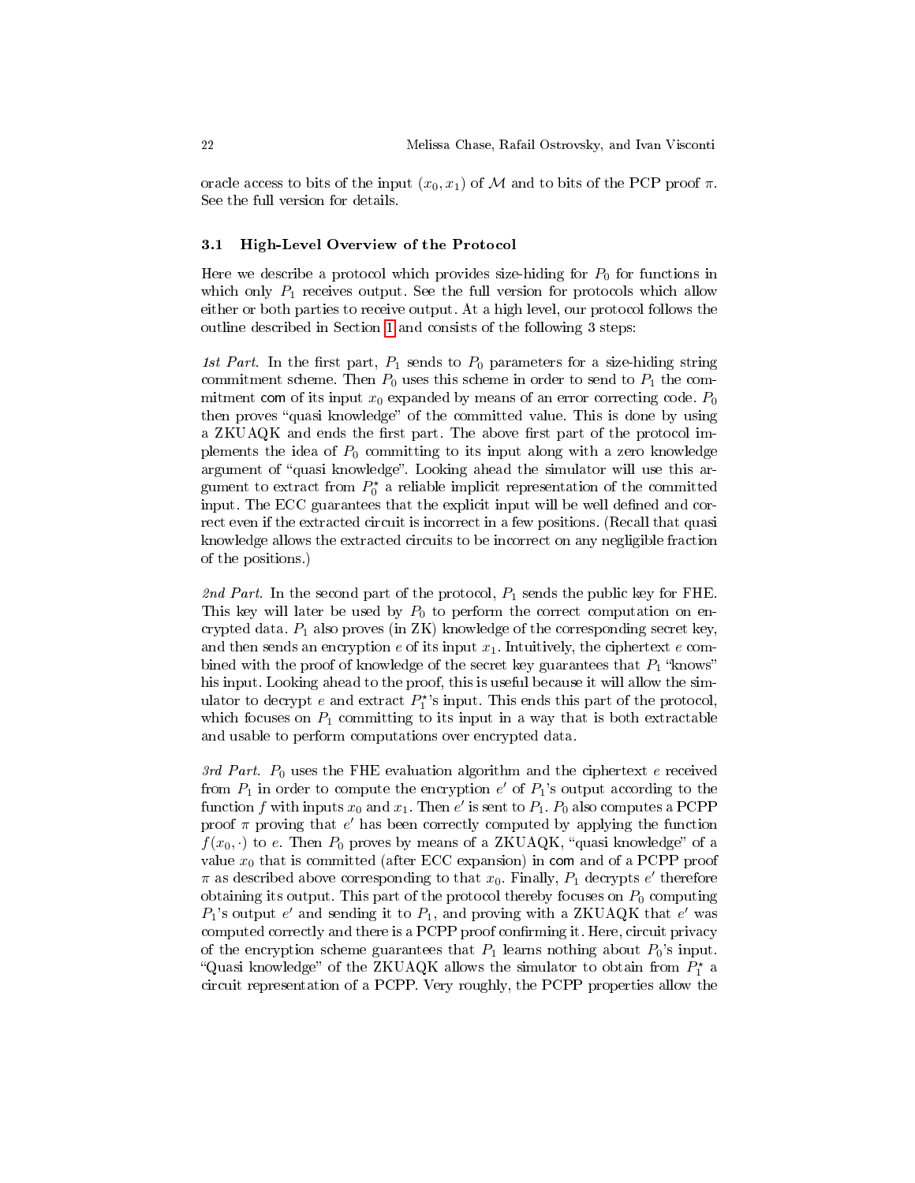oracle access to bits of the input $(x_0, x_1)$ of $\mathcal{M}$ and to bits of the PCP proof $\pi$. See the full version for details.

### 3.1 High-Level Overview of the Protocol

Here we describe a protocol which provides size-hiding for $P_0$ for functions in which only $P_1$ receives output. See the full version for protocols which allow either or both parties to receive output. At a high level, our protocol follows the outline described in Section 1 and consists of the following 3 steps:

*1st Part.* In the first part, $P_1$ sends to $P_0$ parameters for a size-hiding string commitment scheme. Then $P_0$ uses this scheme in order to send to $P_1$ the commitment $\mathsf{com}$ of its input $x_0$ expanded by means of an error correcting code. $P_0$ then proves "quasi knowledge" of the committed value. This is done by using a ZKUAQK and ends the first part. The above first part of the protocol implements the idea of $P_0$ committing to its input along with a zero knowledge argument of "quasi knowledge". Looking ahead the simulator will use this argument to extract from $P_0^\star$ a reliable implicit representation of the committed input. The ECC guarantees that the explicit input will be well defined and correct even if the extracted circuit is incorrect in a few positions. (Recall that quasi knowledge allows the extracted circuits to be incorrect on any negligible fraction of the positions.)

*2nd Part.* In the second part of the protocol, $P_1$ sends the public key for FHE. This key will later be used by $P_0$ to perform the correct computation on encrypted data. $P_1$ also proves (in ZK) knowledge of the corresponding secret key, and then sends an encryption $e$ of its input $x_1$. Intuitively, the ciphertext $e$ combined with the proof of knowledge of the secret key guarantees that $P_1$ "knows" his input. Looking ahead to the proof, this is useful because it will allow the simulator to decrypt $e$ and extract $P_1^\star$'s input. This ends this part of the protocol, which focuses on $P_1$ committing to its input in a way that is both extractable and usable to perform computations over encrypted data.

*3rd Part.* $P_0$ uses the FHE evaluation algorithm and the ciphertext $e$ received from $P_1$ in order to compute the encryption $e'$ of $P_1$'s output according to the function $f$ with inputs $x_0$ and $x_1$. Then $e'$ is sent to $P_1$. $P_0$ also computes a PCPP proof $\pi$ proving that $e'$ has been correctly computed by applying the function $f(x_0, \cdot)$ to $e$. Then $P_0$ proves by means of a ZKUAQK, "quasi knowledge" of a value $x_0$ that is committed (after ECC expansion) in $\mathsf{com}$ and of a PCPP proof $\pi$ as described above corresponding to that $x_0$. Finally, $P_1$ decrypts $e'$ therefore obtaining its output. This part of the protocol thereby focuses on $P_0$ computing $P_1$'s output $e'$ and sending it to $P_1$, and proving with a ZKUAQK that $e'$ was computed correctly and there is a PCPP proof confirming it. Here, circuit privacy of the encryption scheme guarantees that $P_1$ learns nothing about $P_0$'s input. "Quasi knowledge" of the ZKUAQK allows the simulator to obtain from $P_1^\star$ a circuit representation of a PCPP. Very roughly, the PCPP properties allow the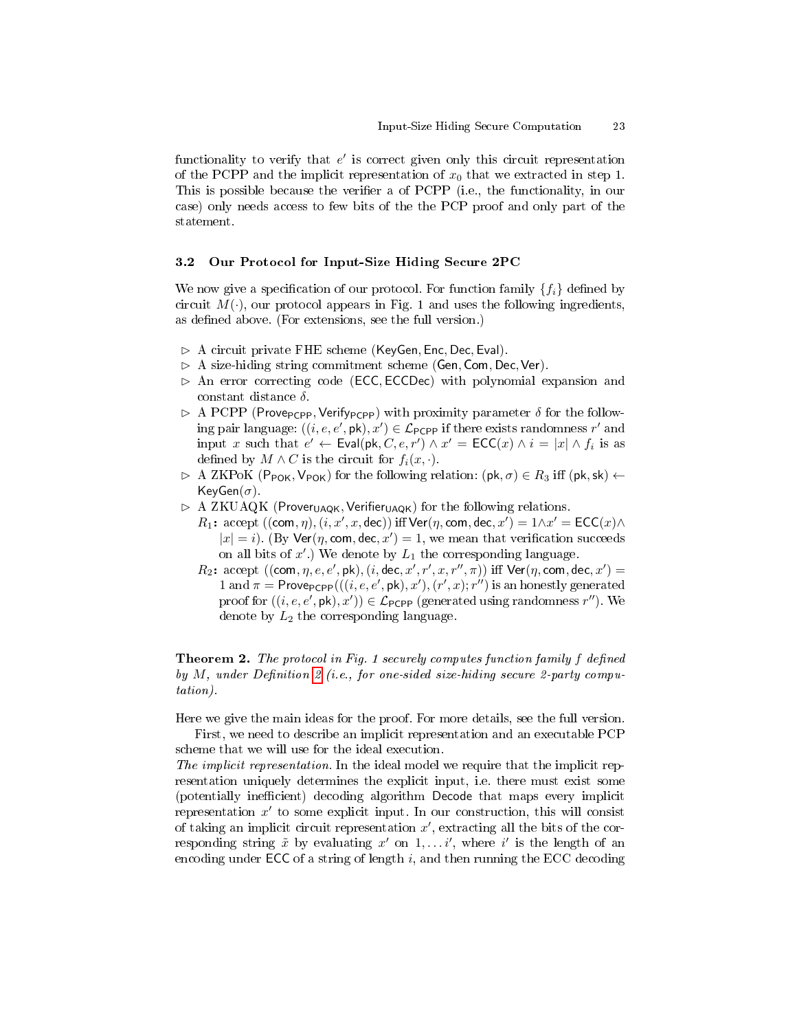functionality to verify that $e'$ is correct given only this circuit representation of the PCPP and the implicit representation of $x_0$ that we extracted in step 1. This is possible because the verifier a of PCPP (i.e., the functionality, in our case) only needs access to few bits of the the PCP proof and only part of the statement.

### 3.2 Our Protocol for Input-Size Hiding Secure 2PC

We now give a specification of our protocol. For function family $\{f_i\}$ defined by circuit $M(\cdot)$, our protocol appears in Fig. 1 and uses the following ingredients, as defined above. (For extensions, see the full version.)

- ▷ A circuit private FHE scheme ($\mathsf{KeyGen}, \mathsf{Enc}, \mathsf{Dec}, \mathsf{Eval}$).
- ▷ A size-hiding string commitment scheme ($\mathsf{Gen}, \mathsf{Com}, \mathsf{Dec}, \mathsf{Ver}$).
- ▷ An error correcting code ($\mathsf{ECC}, \mathsf{ECCDec}$) with polynomial expansion and constant distance $\delta$.
- ▷ A PCPP ($\mathsf{Prove_{PCPP}}, \mathsf{Verify_{PCPP}}$) with proximity parameter $\delta$ for the following pair language: $((i, e, e', \mathsf{pk}), x') \in \mathcal{L}_{\mathsf{PCPP}}$ if there exists randomness $r'$ and input $x$ such that $e' \leftarrow \mathsf{Eval}(\mathsf{pk}, C, e, r') \wedge x' = \mathsf{ECC}(x) \wedge i = |x| \wedge f_i$ is as defined by $M \wedge C$ is the circuit for $f_i(x, \cdot)$.
- ▷ A ZKPoK ($\mathsf{P_{POK}}, \mathsf{V_{POK}}$) for the following relation: $(\mathsf{pk}, \sigma) \in R_3$ iff $(\mathsf{pk}, \mathsf{sk}) \leftarrow \mathsf{KeyGen}(\sigma)$.
- ▷ A ZKUAQK ($\mathsf{Prover_{UAQK}}, \mathsf{Verifier_{UAQK}}$) for the following relations.
  - $R_1$**:** accept $((\mathsf{com}, \eta), (i, x', x, \mathsf{dec}))$ iff $\mathsf{Ver}(\eta, \mathsf{com}, \mathsf{dec}, x') = 1 \wedge x' = \mathsf{ECC}(x) \wedge |x| = i$). (By $\mathsf{Ver}(\eta, \mathsf{com}, \mathsf{dec}, x') = 1$, we mean that verification succeeds on all bits of $x'$.) We denote by $L_1$ the corresponding language.
  - $R_2$**:** accept $((\mathsf{com}, \eta, e, e', \mathsf{pk}), (i, \mathsf{dec}, x', r', x, r'', \pi))$ iff $\mathsf{Ver}(\eta, \mathsf{com}, \mathsf{dec}, x') = 1$ and $\pi = \mathsf{Prove_{PCPP}}(((i, e, e', \mathsf{pk}), x'), (r', x); r'')$ is an honestly generated proof for $((i, e, e', \mathsf{pk}), x')) \in \mathcal{L}_{\mathsf{PCPP}}$ (generated using randomness $r''$). We denote by $L_2$ the corresponding language.

**Theorem 2.** *The protocol in Fig. 1 securely computes function family $f$ defined by $M$, under Definition 2 (i.e., for one-sided size-hiding secure 2-party computation).*

Here we give the main ideas for the proof. For more details, see the full version.

First, we need to describe an implicit representation and an executable PCP scheme that we will use for the ideal execution.

*The implicit representation.* In the ideal model we require that the implicit representation uniquely determines the explicit input, i.e. there must exist some (potentially inefficient) decoding algorithm $\mathsf{Decode}$ that maps every implicit representation $x'$ to some explicit input. In our construction, this will consist of taking an implicit circuit representation $x'$, extracting all the bits of the corresponding string $\tilde{x}$ by evaluating $x'$ on $1, \ldots i'$, where $i'$ is the length of an encoding under $\mathsf{ECC}$ of a string of length $i$, and then running the ECC decoding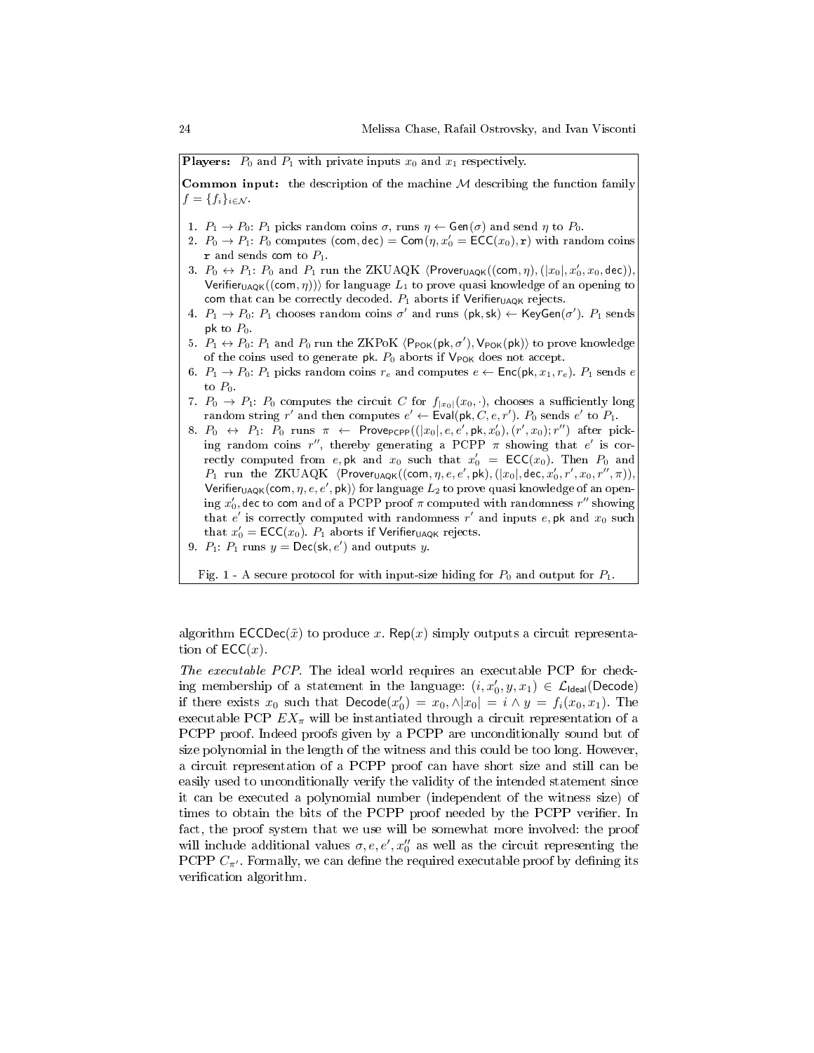**Players:** $P_0$ and $P_1$ with private inputs $x_0$ and $x_1$ respectively.

**Common input:** the description of the machine $\mathcal{M}$ describing the function family $f = \{f_i\}_{i\in\mathcal{N}}$.

1. $P_1 \to P_0$: $P_1$ picks random coins $\sigma$, runs $\eta \leftarrow \mathsf{Gen}(\sigma)$ and send $\eta$ to $P_0$.
2. $P_0 \to P_1$: $P_0$ computes $(\mathsf{com}, \mathsf{dec}) = \mathsf{Com}(\eta, x_0' = \mathsf{ECC}(x_0), \mathbf{r})$ with random coins $\mathbf{r}$ and sends $\mathsf{com}$ to $P_1$.
3. $P_0 \leftrightarrow P_1$: $P_0$ and $P_1$ run the ZKUAQK $\langle \mathsf{Prover}_{\mathsf{UAQK}}((\mathsf{com}, \eta), (|x_0|, x_0', x_0, \mathsf{dec})), \mathsf{Verifier}_{\mathsf{UAQK}}((\mathsf{com}, \eta))\rangle$ for language $L_1$ to prove quasi knowledge of an opening to $\mathsf{com}$ that can be correctly decoded. $P_1$ aborts if $\mathsf{Verifier}_{\mathsf{UAQK}}$ rejects.
4. $P_1 \to P_0$: $P_1$ chooses random coins $\sigma'$ and runs $(\mathsf{pk}, \mathsf{sk}) \leftarrow \mathsf{KeyGen}(\sigma')$. $P_1$ sends $\mathsf{pk}$ to $P_0$.
5. $P_1 \leftrightarrow P_0$: $P_1$ and $P_0$ run the ZKPoK $\langle \mathsf{P}_{\mathsf{POK}}(\mathsf{pk}, \sigma'), \mathsf{V}_{\mathsf{POK}}(\mathsf{pk})\rangle$ to prove knowledge of the coins used to generate $\mathsf{pk}$. $P_0$ aborts if $\mathsf{V}_{\mathsf{POK}}$ does not accept.
6. $P_1 \to P_0$: $P_1$ picks random coins $r_e$ and computes $e \leftarrow \mathsf{Enc}(\mathsf{pk}, x_1, r_e)$. $P_1$ sends $e$ to $P_0$.
7. $P_0 \to P_1$: $P_0$ computes the circuit $C$ for $f_{|x_0|}(x_0, \cdot)$, chooses a sufficiently long random string $r'$ and then computes $e' \leftarrow \mathsf{Eval}(\mathsf{pk}, C, e, r')$. $P_0$ sends $e'$ to $P_1$.
8. $P_0 \leftrightarrow P_1$: $P_0$ runs $\pi \leftarrow \mathsf{Prove}_{\mathsf{PCPP}}((|x_0|, e, e', \mathsf{pk}, x_0'), (r', x_0); r'')$ after picking random coins $r''$, thereby generating a PCPP $\pi$ showing that $e'$ is correctly computed from $e, \mathsf{pk}$ and $x_0$ such that $x_0' = \mathsf{ECC}(x_0)$. Then $P_0$ and $P_1$ run the ZKUAQK $\langle \mathsf{Prover}_{\mathsf{UAQK}}((\mathsf{com}, \eta, e, e', \mathsf{pk}), (|x_0|, \mathsf{dec}, x_0', r', x_0, r'', \pi)), \mathsf{Verifier}_{\mathsf{UAQK}}(\mathsf{com}, \eta, e, e', \mathsf{pk})\rangle$ for language $L_2$ to prove quasi knowledge of an opening $x_0', \mathsf{dec}$ to $\mathsf{com}$ and of a PCPP proof $\pi$ computed with randomness $r''$ showing that $e'$ is correctly computed with randomness $r'$ and inputs $e, \mathsf{pk}$ and $x_0$ such that $x_0' = \mathsf{ECC}(x_0)$. $P_1$ aborts if $\mathsf{Verifier}_{\mathsf{UAQK}}$ rejects.
9. $P_1$: $P_1$ runs $y = \mathsf{Dec}(\mathsf{sk}, e')$ and outputs $y$.

Fig. 1 - A secure protocol for with input-size hiding for $P_0$ and output for $P_1$.

algorithm $\mathsf{ECCDec}(\tilde{x})$ to produce $x$. $\mathsf{Rep}(x)$ simply outputs a circuit representation of $\mathsf{ECC}(x)$.

*The executable PCP.* The ideal world requires an executable PCP for checking membership of a statement in the language: $(i, x_0', y, x_1) \in \mathcal{L}_{\mathsf{Ideal}}(\mathsf{Decode})$ if there exists $x_0$ such that $\mathsf{Decode}(x_0') = x_0, \wedge |x_0| = i \wedge y = f_i(x_0, x_1)$. The executable PCP $EX_\pi$ will be instantiated through a circuit representation of a PCPP proof. Indeed proofs given by a PCPP are unconditionally sound but of size polynomial in the length of the witness and this could be too long. However, a circuit representation of a PCPP proof can have short size and still can be easily used to unconditionally verify the validity of the intended statement since it can be executed a polynomial number (independent of the witness size) of times to obtain the bits of the PCPP proof needed by the PCPP verifier. In fact, the proof system that we use will be somewhat more involved: the proof will include additional values $\sigma, e, e', x_0''$ as well as the circuit representing the PCPP $C_{\pi'}$. Formally, we can define the required executable proof by defining its verification algorithm.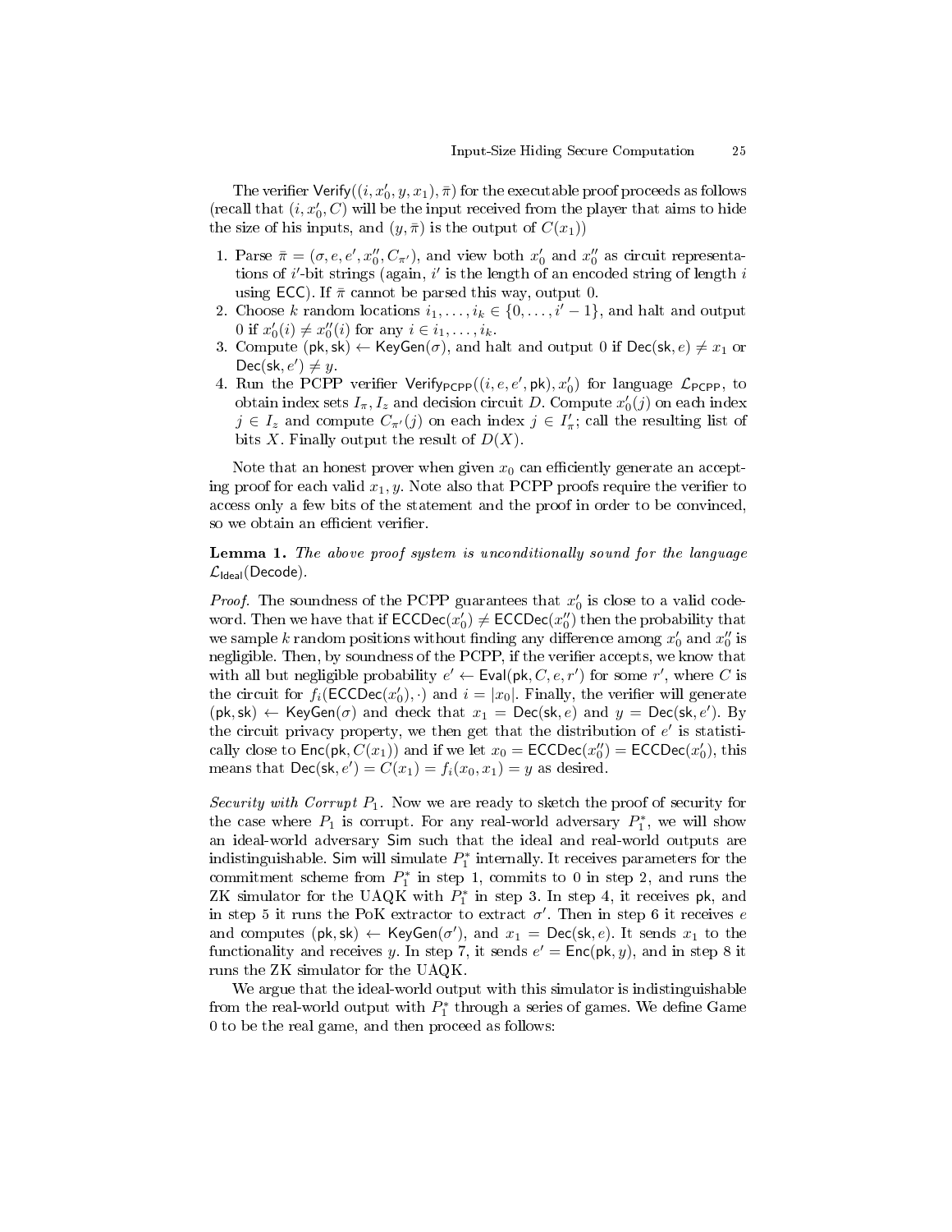The verifier $\mathsf{Verify}((i, x_0', y, x_1), \bar{\pi})$ for the executable proof proceeds as follows (recall that $(i, x_0', C)$ will be the input received from the player that aims to hide the size of his inputs, and $(y, \bar{\pi})$ is the output of $C(x_1)$)

1. Parse $\bar{\pi} = (\sigma, e, e', x_0'', C_{\pi'})$, and view both $x_0'$ and $x_0''$ as circuit representations of $i'$-bit strings (again, $i'$ is the length of an encoded string of length $i$ using $\mathsf{ECC}$). If $\bar{\pi}$ cannot be parsed this way, output 0.
2. Choose $k$ random locations $i_1, \ldots, i_k \in \{0, \ldots, i' - 1\}$, and halt and output 0 if $x_0'(i) \neq x_0''(i)$ for any $i \in i_1, \ldots, i_k$.
3. Compute $(\mathsf{pk}, \mathsf{sk}) \leftarrow \mathsf{KeyGen}(\sigma)$, and halt and output 0 if $\mathsf{Dec}(\mathsf{sk}, e) \neq x_1$ or $\mathsf{Dec}(\mathsf{sk}, e') \neq y$.
4. Run the PCPP verifier $\mathsf{Verify}_{\mathsf{PCPP}}((i, e, e', \mathsf{pk}), x_0')$ for language $\mathcal{L}_{\mathsf{PCPP}}$, to obtain index sets $I_\pi, I_z$ and decision circuit $D$. Compute $x_0'(j)$ on each index $j \in I_z$ and compute $C_{\pi'}(j)$ on each index $j \in I_\pi'$; call the resulting list of bits $X$. Finally output the result of $D(X)$.

Note that an honest prover when given $x_0$ can efficiently generate an accepting proof for each valid $x_1, y$. Note also that PCPP proofs require the verifier to access only a few bits of the statement and the proof in order to be convinced, so we obtain an efficient verifier.

**Lemma 1.** *The above proof system is unconditionally sound for the language* $\mathcal{L}_{\mathsf{Ideal}}(\mathsf{Decode})$.

*Proof.* The soundness of the PCPP guarantees that $x_0'$ is close to a valid codeword. Then we have that if $\mathsf{ECCDec}(x_0') \neq \mathsf{ECCDec}(x_0'')$ then the probability that we sample $k$ random positions without finding any difference among $x_0'$ and $x_0''$ is negligible. Then, by soundness of the PCPP, if the verifier accepts, we know that with all but negligible probability $e' \leftarrow \mathsf{Eval}(\mathsf{pk}, C, e, r')$ for some $r'$, where $C$ is the circuit for $f_i(\mathsf{ECCDec}(x_0'), \cdot)$ and $i = |x_0|$. Finally, the verifier will generate $(\mathsf{pk}, \mathsf{sk}) \leftarrow \mathsf{KeyGen}(\sigma)$ and check that $x_1 = \mathsf{Dec}(\mathsf{sk}, e)$ and $y = \mathsf{Dec}(\mathsf{sk}, e')$. By the circuit privacy property, we then get that the distribution of $e'$ is statistically close to $\mathsf{Enc}(\mathsf{pk}, C(x_1))$ and if we let $x_0 = \mathsf{ECCDec}(x_0'') = \mathsf{ECCDec}(x_0')$, this means that $\mathsf{Dec}(\mathsf{sk}, e') = C(x_1) = f_i(x_0, x_1) = y$ as desired.

*Security with Corrupt* $P_1$. Now we are ready to sketch the proof of security for the case where $P_1$ is corrupt. For any real-world adversary $P_1^*$, we will show an ideal-world adversary $\mathsf{Sim}$ such that the ideal and real-world outputs are indistinguishable. $\mathsf{Sim}$ will simulate $P_1^*$ internally. It receives parameters for the commitment scheme from $P_1^*$ in step 1, commits to 0 in step 2, and runs the ZK simulator for the UAQK with $P_1^*$ in step 3. In step 4, it receives $\mathsf{pk}$, and in step 5 it runs the PoK extractor to extract $\sigma'$. Then in step 6 it receives $e$ and computes $(\mathsf{pk}, \mathsf{sk}) \leftarrow \mathsf{KeyGen}(\sigma')$, and $x_1 = \mathsf{Dec}(\mathsf{sk}, e)$. It sends $x_1$ to the functionality and receives $y$. In step 7, it sends $e' = \mathsf{Enc}(\mathsf{pk}, y)$, and in step 8 it runs the ZK simulator for the UAQK.

We argue that the ideal-world output with this simulator is indistinguishable from the real-world output with $P_1^*$ through a series of games. We define Game 0 to be the real game, and then proceed as follows: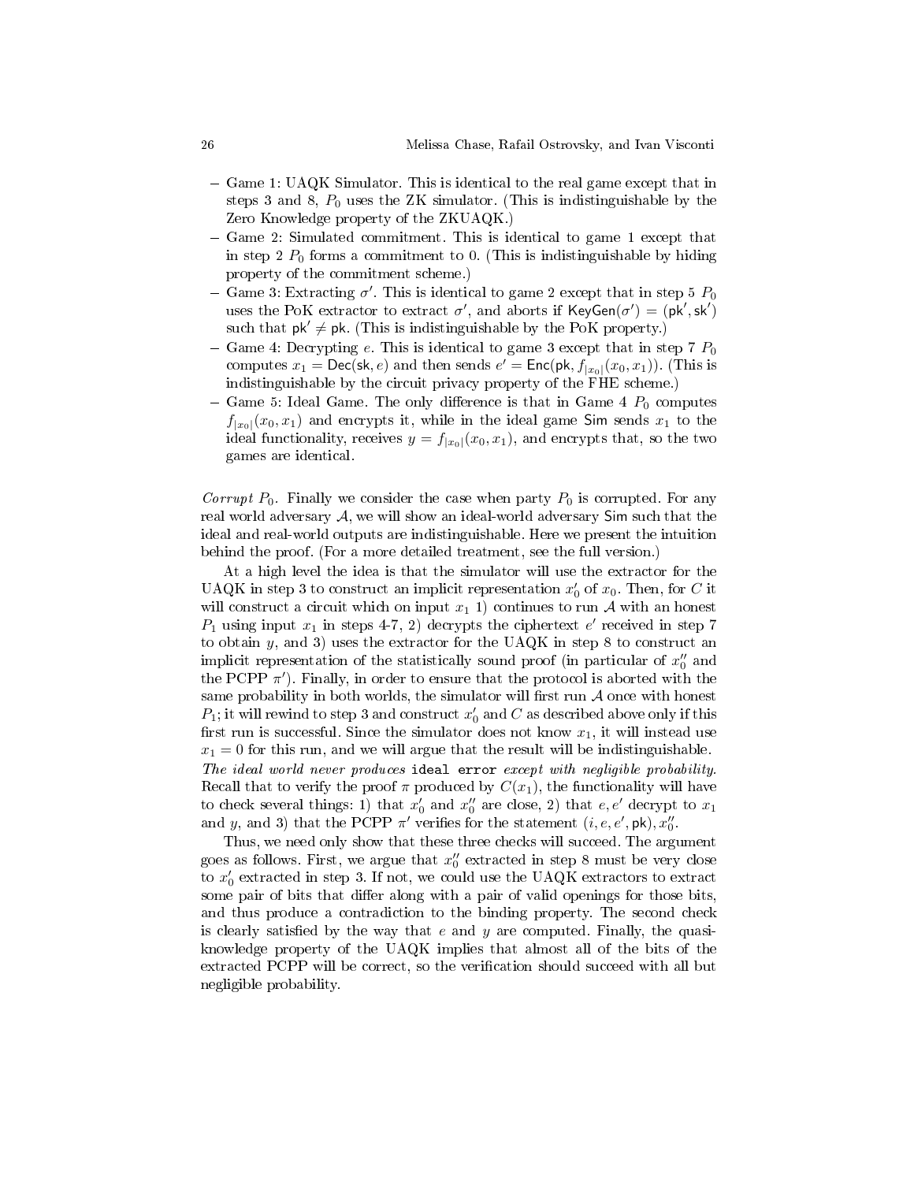- Game 1: UAQK Simulator. This is identical to the real game except that in steps 3 and 8, $P_0$ uses the ZK simulator. (This is indistinguishable by the Zero Knowledge property of the ZKUAQK.)
- Game 2: Simulated commitment. This is identical to game 1 except that in step 2 $P_0$ forms a commitment to 0. (This is indistinguishable by hiding property of the commitment scheme.)
- Game 3: Extracting $\sigma'$. This is identical to game 2 except that in step 5 $P_0$ uses the PoK extractor to extract $\sigma'$, and aborts if $\mathsf{KeyGen}(\sigma') = (\mathsf{pk}', \mathsf{sk}')$ such that $\mathsf{pk}' \neq \mathsf{pk}$. (This is indistinguishable by the PoK property.)
- Game 4: Decrypting $e$. This is identical to game 3 except that in step 7 $P_0$ computes $x_1 = \mathsf{Dec}(\mathsf{sk}, e)$ and then sends $e' = \mathsf{Enc}(\mathsf{pk}, f_{|x_0|}(x_0, x_1))$. (This is indistinguishable by the circuit privacy property of the FHE scheme.)
- Game 5: Ideal Game. The only difference is that in Game 4 $P_0$ computes $f_{|x_0|}(x_0, x_1)$ and encrypts it, while in the ideal game $\mathsf{Sim}$ sends $x_1$ to the ideal functionality, receives $y = f_{|x_0|}(x_0, x_1)$, and encrypts that, so the two games are identical.

*Corrupt $P_0$.* Finally we consider the case when party $P_0$ is corrupted. For any real world adversary $\mathcal{A}$, we will show an ideal-world adversary $\mathsf{Sim}$ such that the ideal and real-world outputs are indistinguishable. Here we present the intuition behind the proof. (For a more detailed treatment, see the full version.)

At a high level the idea is that the simulator will use the extractor for the UAQK in step 3 to construct an implicit representation $x_0'$ of $x_0$. Then, for $C$ it will construct a circuit which on input $x_1$ 1) continues to run $\mathcal{A}$ with an honest $P_1$ using input $x_1$ in steps 4-7, 2) decrypts the ciphertext $e'$ received in step 7 to obtain $y$, and 3) uses the extractor for the UAQK in step 8 to construct an implicit representation of the statistically sound proof (in particular of $x_0''$ and the PCPP $\pi'$). Finally, in order to ensure that the protocol is aborted with the same probability in both worlds, the simulator will first run $\mathcal{A}$ once with honest $P_1$; it will rewind to step 3 and construct $x_0'$ and $C$ as described above only if this first run is successful. Since the simulator does not know $x_1$, it will instead use $x_1 = 0$ for this run, and we will argue that the result will be indistinguishable.

*The ideal world never produces* `ideal error` *except with negligible probability.* Recall that to verify the proof $\pi$ produced by $C(x_1)$, the functionality will have to check several things: 1) that $x_0'$ and $x_0''$ are close, 2) that $e, e'$ decrypt to $x_1$ and $y$, and 3) that the PCPP $\pi'$ verifies for the statement $(i, e, e', \mathsf{pk}), x_0''$.

Thus, we need only show that these three checks will succeed. The argument goes as follows. First, we argue that $x_0''$ extracted in step 8 must be very close to $x_0'$ extracted in step 3. If not, we could use the UAQK extractors to extract some pair of bits that differ along with a pair of valid openings for those bits, and thus produce a contradiction to the binding property. The second check is clearly satisfied by the way that $e$ and $y$ are computed. Finally, the quasi-knowledge property of the UAQK implies that almost all of the bits of the extracted PCPP will be correct, so the verification should succeed with all but negligible probability.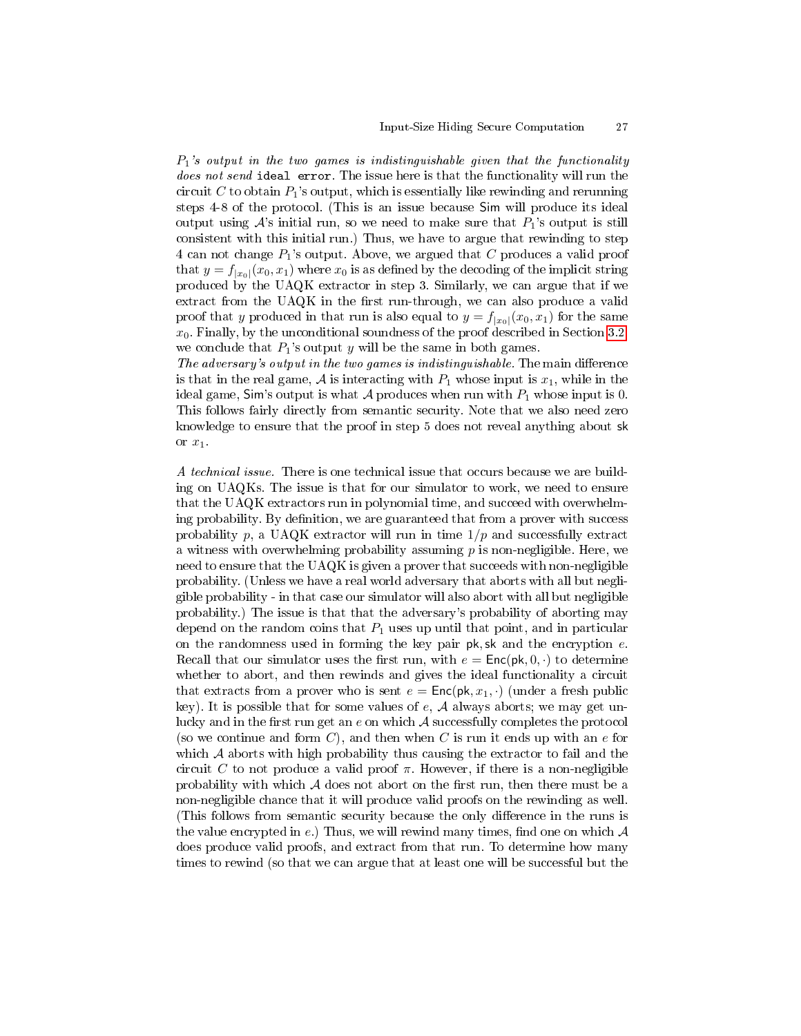*$P_1$'s output in the two games is indistinguishable given that the functionality does not send* `ideal error`. The issue here is that the functionality will run the circuit $C$ to obtain $P_1$'s output, which is essentially like rewinding and rerunning steps 4-8 of the protocol. (This is an issue because Sim will produce its ideal output using $\mathcal{A}$'s initial run, so we need to make sure that $P_1$'s output is still consistent with this initial run.) Thus, we have to argue that rewinding to step 4 can not change $P_1$'s output. Above, we argued that $C$ produces a valid proof that $y = f_{|x_0|}(x_0, x_1)$ where $x_0$ is as defined by the decoding of the implicit string produced by the UAQK extractor in step 3. Similarly, we can argue that if we extract from the UAQK in the first run-through, we can also produce a valid proof that $y$ produced in that run is also equal to $y = f_{|x_0|}(x_0, x_1)$ for the same $x_0$. Finally, by the unconditional soundness of the proof described in Section 3.2, we conclude that $P_1$'s output $y$ will be the same in both games.

*The adversary's output in the two games is indistinguishable.* The main difference is that in the real game, $\mathcal{A}$ is interacting with $P_1$ whose input is $x_1$, while in the ideal game, Sim's output is what $\mathcal{A}$ produces when run with $P_1$ whose input is 0. This follows fairly directly from semantic security. Note that we also need zero knowledge to ensure that the proof in step 5 does not reveal anything about $\mathsf{sk}$ or $x_1$.

*A technical issue.* There is one technical issue that occurs because we are building on UAQKs. The issue is that for our simulator to work, we need to ensure that the UAQK extractors run in polynomial time, and succeed with overwhelming probability. By definition, we are guaranteed that from a prover with success probability $p$, a UAQK extractor will run in time $1/p$ and successfully extract a witness with overwhelming probability assuming $p$ is non-negligible. Here, we need to ensure that the UAQK is given a prover that succeeds with non-negligible probability. (Unless we have a real world adversary that aborts with all but negligible probability - in that case our simulator will also abort with all but negligible probability.) The issue is that that the adversary's probability of aborting may depend on the random coins that $P_1$ uses up until that point, and in particular on the randomness used in forming the key pair $\mathsf{pk}, \mathsf{sk}$ and the encryption $e$. Recall that our simulator uses the first run, with $e = \mathsf{Enc}(\mathsf{pk}, 0, \cdot)$ to determine whether to abort, and then rewinds and gives the ideal functionality a circuit that extracts from a prover who is sent $e = \mathsf{Enc}(\mathsf{pk}, x_1, \cdot)$ (under a fresh public key). It is possible that for some values of $e$, $\mathcal{A}$ always aborts; we may get unlucky and in the first run get an $e$ on which $\mathcal{A}$ successfully completes the protocol (so we continue and form $C$), and then when $C$ is run it ends up with an $e$ for which $\mathcal{A}$ aborts with high probability thus causing the extractor to fail and the circuit $C$ to not produce a valid proof $\pi$. However, if there is a non-negligible probability with which $\mathcal{A}$ does not abort on the first run, then there must be a non-negligible chance that it will produce valid proofs on the rewinding as well. (This follows from semantic security because the only difference in the runs is the value encrypted in $e$.) Thus, we will rewind many times, find one on which $\mathcal{A}$ does produce valid proofs, and extract from that run. To determine how many times to rewind (so that we can argue that at least one will be successful but the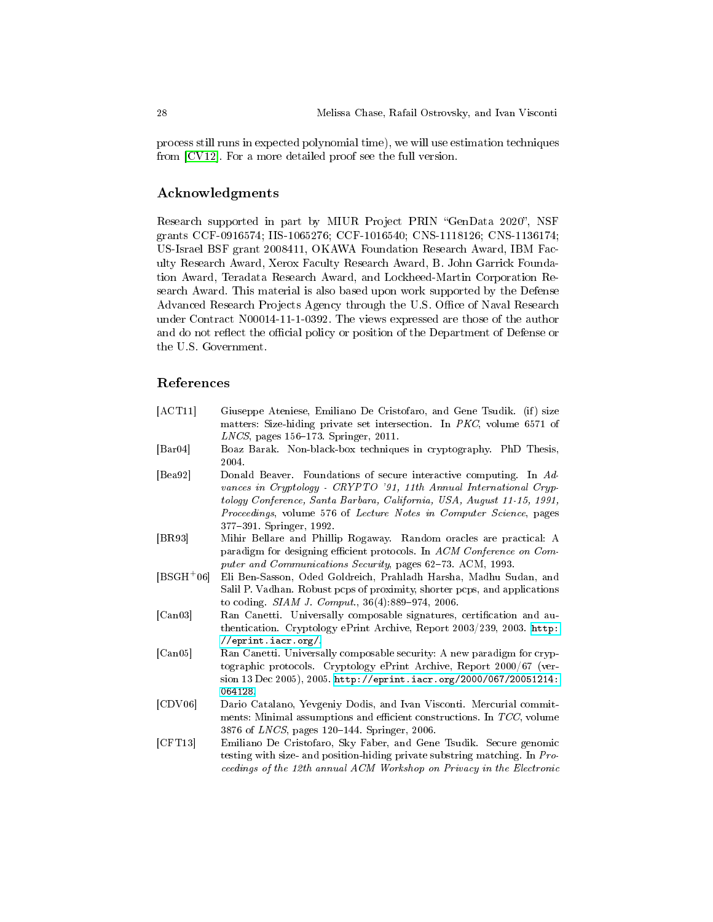process still runs in expected polynomial time), we will use estimation techniques from [CV12]. For a more detailed proof see the full version.

## Acknowledgments

Research supported in part by MIUR Project PRIN "GenData 2020", NSF grants CCF-0916574; IIS-1065276; CCF-1016540; CNS-1118126; CNS-1136174; US-Israel BSF grant 2008411, OKAWA Foundation Research Award, IBM Faculty Research Award, Xerox Faculty Research Award, B. John Garrick Foundation Award, Teradata Research Award, and Lockheed-Martin Corporation Research Award. This material is also based upon work supported by the Defense Advanced Research Projects Agency through the U.S. Office of Naval Research under Contract N00014-11-1-0392. The views expressed are those of the author and do not reflect the official policy or position of the Department of Defense or the U.S. Government.

## References

[ACT11] Giuseppe Ateniese, Emiliano De Cristofaro, and Gene Tsudik. (if) size matters: Size-hiding private set intersection. In *PKC*, volume 6571 of *LNCS*, pages 156–173. Springer, 2011.

[Bar04] Boaz Barak. Non-black-box techniques in cryptography. PhD Thesis, 2004.

[Bea92] Donald Beaver. Foundations of secure interactive computing. In *Advances in Cryptology - CRYPTO '91, 11th Annual International Cryptology Conference, Santa Barbara, California, USA, August 11-15, 1991, Proceedings*, volume 576 of *Lecture Notes in Computer Science*, pages 377–391. Springer, 1992.

[BR93] Mihir Bellare and Phillip Rogaway. Random oracles are practical: A paradigm for designing efficient protocols. In *ACM Conference on Computer and Communications Security*, pages 62–73. ACM, 1993.

[BSGH+06] Eli Ben-Sasson, Oded Goldreich, Prahladh Harsha, Madhu Sudan, and Salil P. Vadhan. Robust pcps of proximity, shorter pcps, and applications to coding. *SIAM J. Comput.*, 36(4):889–974, 2006.

[Can03] Ran Canetti. Universally composable signatures, certification and authentication. Cryptology ePrint Archive, Report 2003/239, 2003. http://eprint.iacr.org/.

[Can05] Ran Canetti. Universally composable security: A new paradigm for cryptographic protocols. Cryptology ePrint Archive, Report 2000/67 (version 13 Dec 2005), 2005. http://eprint.iacr.org/2000/067/20051214:064128.

[CDV06] Dario Catalano, Yevgeniy Dodis, and Ivan Visconti. Mercurial commitments: Minimal assumptions and efficient constructions. In *TCC*, volume 3876 of *LNCS*, pages 120–144. Springer, 2006.

[CFT13] Emiliano De Cristofaro, Sky Faber, and Gene Tsudik. Secure genomic testing with size- and position-hiding private substring matching. In *Proceedings of the 12th annual ACM Workshop on Privacy in the Electronic*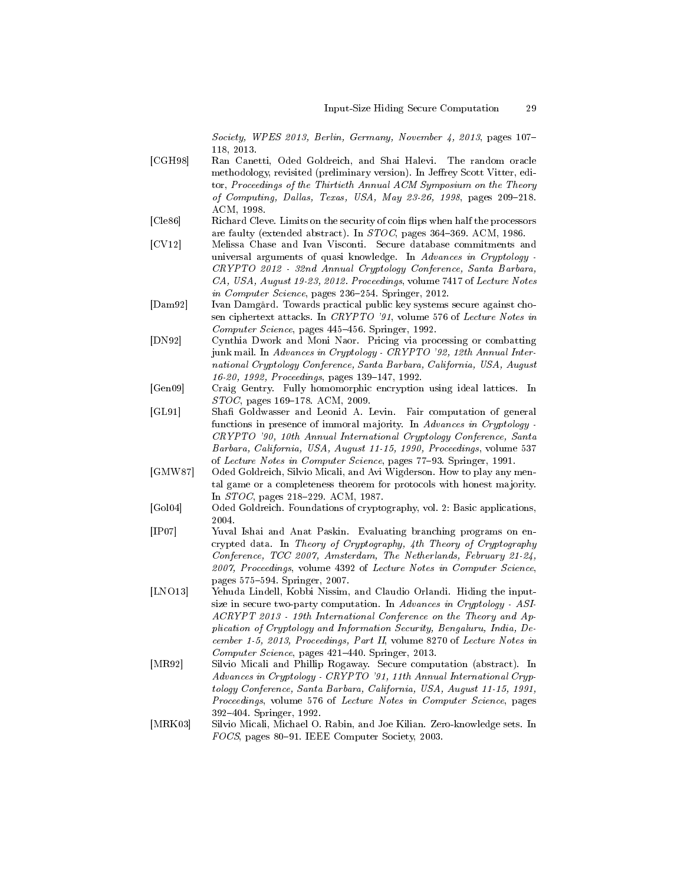*Society, WPES 2013, Berlin, Germany, November 4, 2013*, pages 107–118, 2013.

[CGH98] Ran Canetti, Oded Goldreich, and Shai Halevi. The random oracle methodology, revisited (preliminary version). In Jeffrey Scott Vitter, editor, *Proceedings of the Thirtieth Annual ACM Symposium on the Theory of Computing, Dallas, Texas, USA, May 23-26, 1998*, pages 209–218. ACM, 1998.

[Cle86] Richard Cleve. Limits on the security of coin flips when half the processors are faulty (extended abstract). In *STOC*, pages 364–369. ACM, 1986.

[CV12] Melissa Chase and Ivan Visconti. Secure database commitments and universal arguments of quasi knowledge. In *Advances in Cryptology - CRYPTO 2012 - 32nd Annual Cryptology Conference, Santa Barbara, CA, USA, August 19-23, 2012. Proceedings*, volume 7417 of *Lecture Notes in Computer Science*, pages 236–254. Springer, 2012.

[Dam92] Ivan Damgård. Towards practical public key systems secure against chosen ciphertext attacks. In *CRYPTO '91*, volume 576 of *Lecture Notes in Computer Science*, pages 445–456. Springer, 1992.

[DN92] Cynthia Dwork and Moni Naor. Pricing via processing or combatting junk mail. In *Advances in Cryptology - CRYPTO '92, 12th Annual International Cryptology Conference, Santa Barbara, California, USA, August 16-20, 1992, Proceedings*, pages 139–147, 1992.

[Gen09] Craig Gentry. Fully homomorphic encryption using ideal lattices. In *STOC*, pages 169–178. ACM, 2009.

[GL91] Shafi Goldwasser and Leonid A. Levin. Fair computation of general functions in presence of immoral majority. In *Advances in Cryptology - CRYPTO '90, 10th Annual International Cryptology Conference, Santa Barbara, California, USA, August 11-15, 1990, Proceedings*, volume 537 of *Lecture Notes in Computer Science*, pages 77–93. Springer, 1991.

[GMW87] Oded Goldreich, Silvio Micali, and Avi Wigderson. How to play any mental game or a completeness theorem for protocols with honest majority. In *STOC*, pages 218–229. ACM, 1987.

[Gol04] Oded Goldreich. Foundations of cryptography, vol. 2: Basic applications, 2004.

[IP07] Yuval Ishai and Anat Paskin. Evaluating branching programs on encrypted data. In *Theory of Cryptography, 4th Theory of Cryptography Conference, TCC 2007, Amsterdam, The Netherlands, February 21-24, 2007, Proceedings*, volume 4392 of *Lecture Notes in Computer Science*, pages 575–594. Springer, 2007.

[LNO13] Yehuda Lindell, Kobbi Nissim, and Claudio Orlandi. Hiding the input-size in secure two-party computation. In *Advances in Cryptology - ASIACRYPT 2013 - 19th International Conference on the Theory and Application of Cryptology and Information Security, Bengaluru, India, December 1-5, 2013, Proceedings, Part II*, volume 8270 of *Lecture Notes in Computer Science*, pages 421–440. Springer, 2013.

[MR92] Silvio Micali and Phillip Rogaway. Secure computation (abstract). In *Advances in Cryptology - CRYPTO '91, 11th Annual International Cryptology Conference, Santa Barbara, California, USA, August 11-15, 1991, Proceedings*, volume 576 of *Lecture Notes in Computer Science*, pages 392–404. Springer, 1992.

[MRK03] Silvio Micali, Michael O. Rabin, and Joe Kilian. Zero-knowledge sets. In *FOCS*, pages 80–91. IEEE Computer Society, 2003.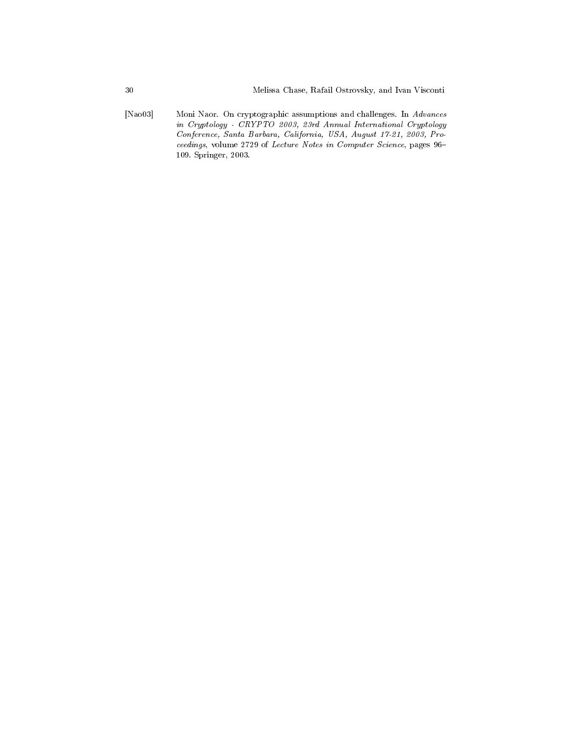[Nao03] Moni Naor. On cryptographic assumptions and challenges. In *Advances in Cryptology - CRYPTO 2003, 23rd Annual International Cryptology Conference, Santa Barbara, California, USA, August 17-21, 2003, Proceedings*, volume 2729 of *Lecture Notes in Computer Science*, pages 96–109. Springer, 2003.